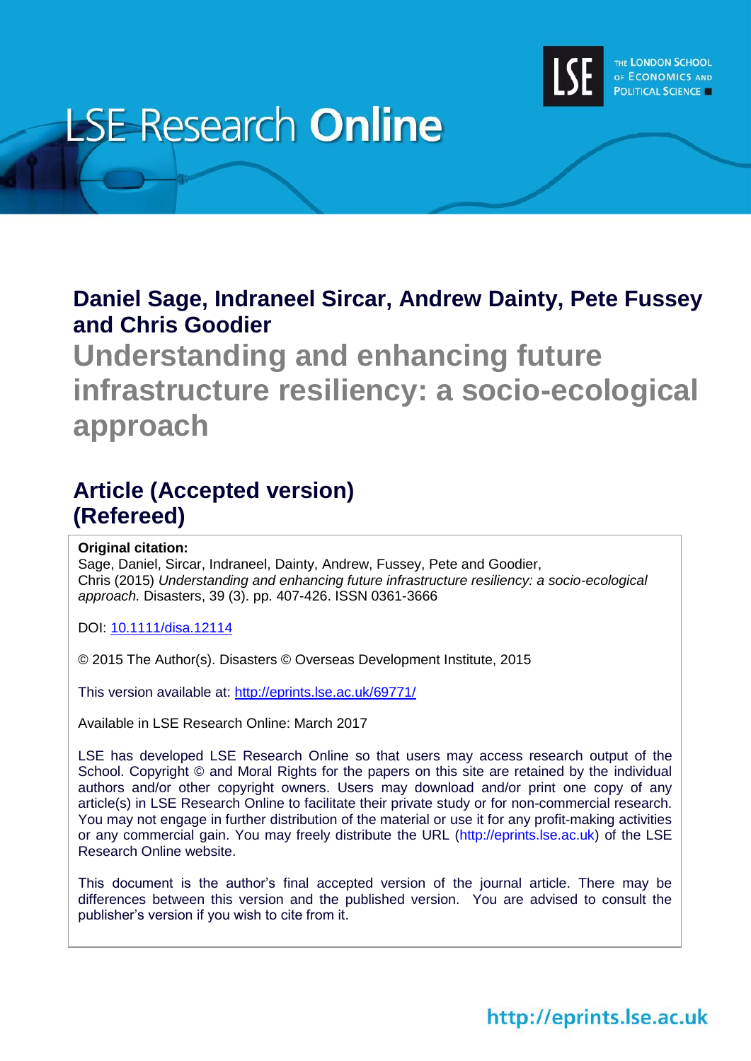LSE Research Online

THE LONDON SCHOOL OF ECONOMICS AND POLITICAL SCIENCE

**Daniel Sage, Indraneel Sircar, Andrew Dainty, Pete Fussey and Chris Goodier**

# Understanding and enhancing future infrastructure resiliency: a socio-ecological approach

## Article (Accepted version) (Refereed)

**Original citation:**
Sage, Daniel, Sircar, Indraneel, Dainty, Andrew, Fussey, Pete and Goodier, Chris (2015) *Understanding and enhancing future infrastructure resiliency: a socio-ecological approach.* Disasters, 39 (3). pp. 407-426. ISSN 0361-3666

DOI: 10.1111/disa.12114

© 2015 The Author(s). Disasters © Overseas Development Institute, 2015

This version available at: http://eprints.lse.ac.uk/69771/

Available in LSE Research Online: March 2017

LSE has developed LSE Research Online so that users may access research output of the School. Copyright © and Moral Rights for the papers on this site are retained by the individual authors and/or other copyright owners. Users may download and/or print one copy of any article(s) in LSE Research Online to facilitate their private study or for non-commercial research. You may not engage in further distribution of the material or use it for any profit-making activities or any commercial gain. You may freely distribute the URL (http://eprints.lse.ac.uk) of the LSE Research Online website.

This document is the author's final accepted version of the journal article. There may be differences between this version and the published version. You are advised to consult the publisher's version if you wish to cite from it.

http://eprints.lse.ac.uk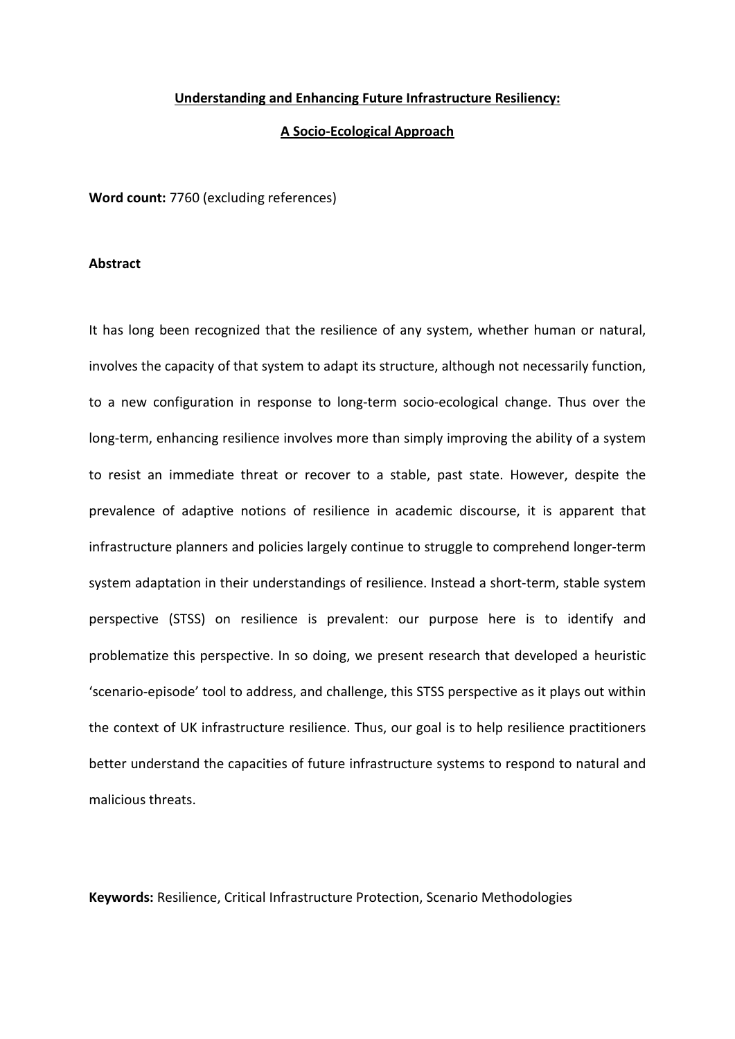**Understanding and Enhancing Future Infrastructure Resiliency:**

**A Socio-Ecological Approach**

**Word count:** 7760 (excluding references)

**Abstract**

It has long been recognized that the resilience of any system, whether human or natural, involves the capacity of that system to adapt its structure, although not necessarily function, to a new configuration in response to long-term socio-ecological change. Thus over the long-term, enhancing resilience involves more than simply improving the ability of a system to resist an immediate threat or recover to a stable, past state. However, despite the prevalence of adaptive notions of resilience in academic discourse, it is apparent that infrastructure planners and policies largely continue to struggle to comprehend longer-term system adaptation in their understandings of resilience. Instead a short-term, stable system perspective (STSS) on resilience is prevalent: our purpose here is to identify and problematize this perspective. In so doing, we present research that developed a heuristic 'scenario-episode' tool to address, and challenge, this STSS perspective as it plays out within the context of UK infrastructure resilience. Thus, our goal is to help resilience practitioners better understand the capacities of future infrastructure systems to respond to natural and malicious threats.

**Keywords:** Resilience, Critical Infrastructure Protection, Scenario Methodologies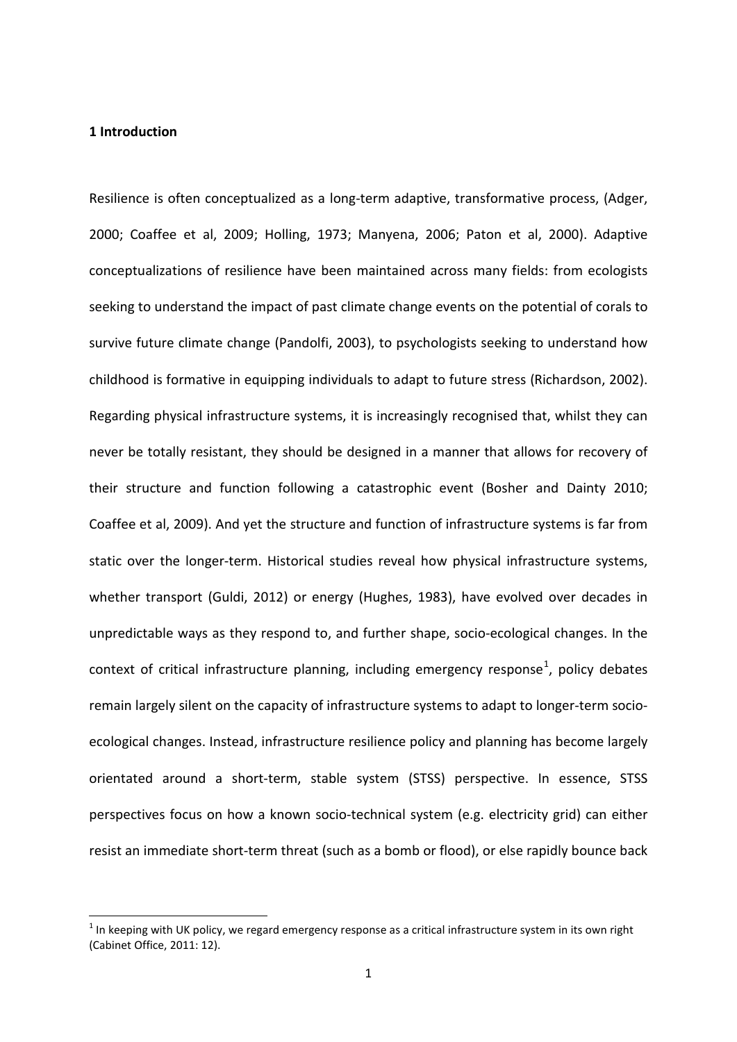## 1 Introduction

Resilience is often conceptualized as a long-term adaptive, transformative process, (Adger, 2000; Coaffee et al, 2009; Holling, 1973; Manyena, 2006; Paton et al, 2000). Adaptive conceptualizations of resilience have been maintained across many fields: from ecologists seeking to understand the impact of past climate change events on the potential of corals to survive future climate change (Pandolfi, 2003), to psychologists seeking to understand how childhood is formative in equipping individuals to adapt to future stress (Richardson, 2002). Regarding physical infrastructure systems, it is increasingly recognised that, whilst they can never be totally resistant, they should be designed in a manner that allows for recovery of their structure and function following a catastrophic event (Bosher and Dainty 2010; Coaffee et al, 2009). And yet the structure and function of infrastructure systems is far from static over the longer-term. Historical studies reveal how physical infrastructure systems, whether transport (Guldi, 2012) or energy (Hughes, 1983), have evolved over decades in unpredictable ways as they respond to, and further shape, socio-ecological changes. In the context of critical infrastructure planning, including emergency response[1], policy debates remain largely silent on the capacity of infrastructure systems to adapt to longer-term socio-ecological changes. Instead, infrastructure resilience policy and planning has become largely orientated around a short-term, stable system (STSS) perspective. In essence, STSS perspectives focus on how a known socio-technical system (e.g. electricity grid) can either resist an immediate short-term threat (such as a bomb or flood), or else rapidly bounce back

[1] In keeping with UK policy, we regard emergency response as a critical infrastructure system in its own right (Cabinet Office, 2011: 12).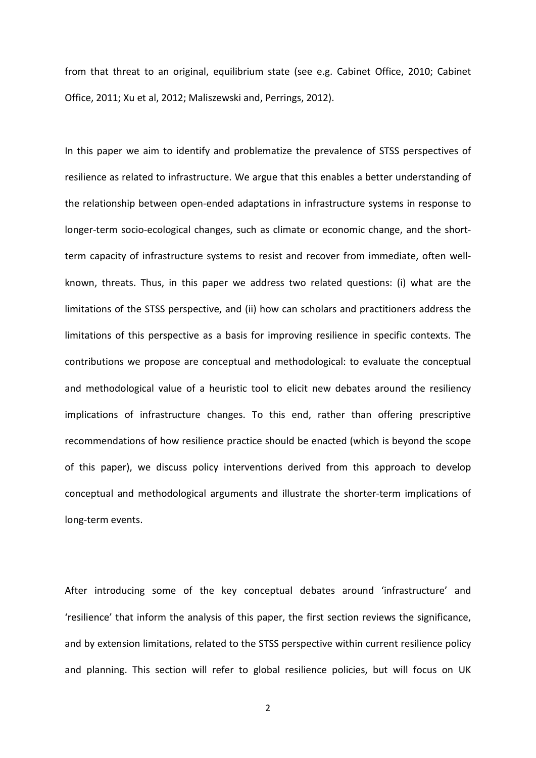from that threat to an original, equilibrium state (see e.g. Cabinet Office, 2010; Cabinet Office, 2011; Xu et al, 2012; Maliszewski and, Perrings, 2012).

In this paper we aim to identify and problematize the prevalence of STSS perspectives of resilience as related to infrastructure. We argue that this enables a better understanding of the relationship between open-ended adaptations in infrastructure systems in response to longer-term socio-ecological changes, such as climate or economic change, and the short-term capacity of infrastructure systems to resist and recover from immediate, often well-known, threats. Thus, in this paper we address two related questions: (i) what are the limitations of the STSS perspective, and (ii) how can scholars and practitioners address the limitations of this perspective as a basis for improving resilience in specific contexts. The contributions we propose are conceptual and methodological: to evaluate the conceptual and methodological value of a heuristic tool to elicit new debates around the resiliency implications of infrastructure changes. To this end, rather than offering prescriptive recommendations of how resilience practice should be enacted (which is beyond the scope of this paper), we discuss policy interventions derived from this approach to develop conceptual and methodological arguments and illustrate the shorter-term implications of long-term events.

After introducing some of the key conceptual debates around 'infrastructure' and 'resilience' that inform the analysis of this paper, the first section reviews the significance, and by extension limitations, related to the STSS perspective within current resilience policy and planning. This section will refer to global resilience policies, but will focus on UK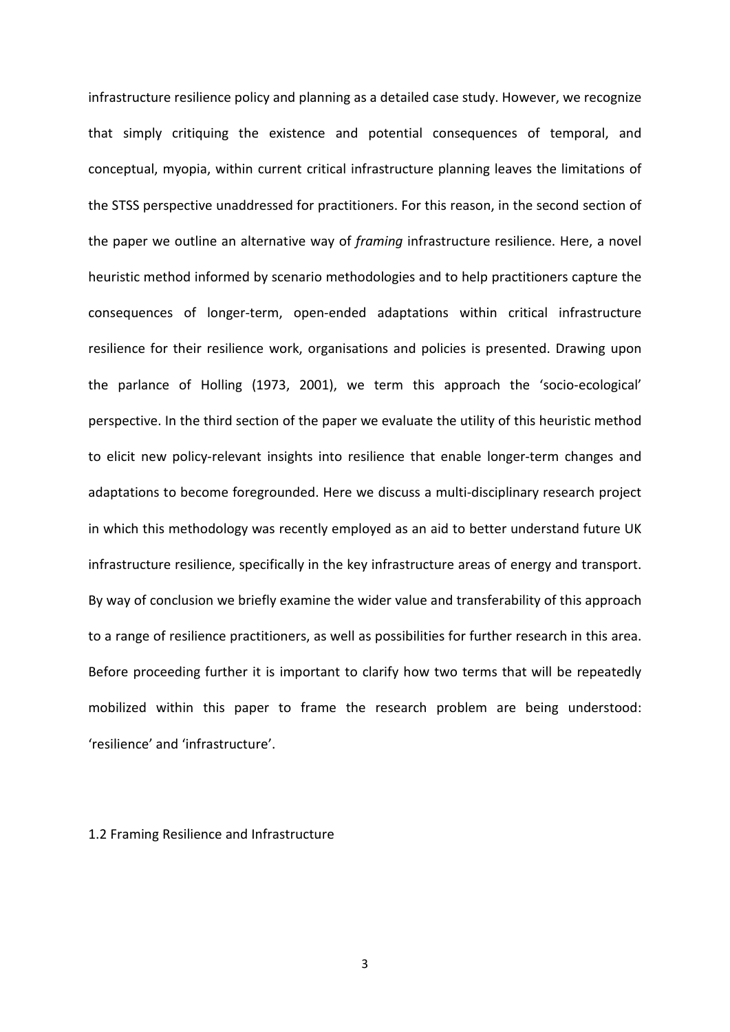infrastructure resilience policy and planning as a detailed case study. However, we recognize that simply critiquing the existence and potential consequences of temporal, and conceptual, myopia, within current critical infrastructure planning leaves the limitations of the STSS perspective unaddressed for practitioners. For this reason, in the second section of the paper we outline an alternative way of *framing* infrastructure resilience. Here, a novel heuristic method informed by scenario methodologies and to help practitioners capture the consequences of longer-term, open-ended adaptations within critical infrastructure resilience for their resilience work, organisations and policies is presented. Drawing upon the parlance of Holling (1973, 2001), we term this approach the 'socio-ecological' perspective. In the third section of the paper we evaluate the utility of this heuristic method to elicit new policy-relevant insights into resilience that enable longer-term changes and adaptations to become foregrounded. Here we discuss a multi-disciplinary research project in which this methodology was recently employed as an aid to better understand future UK infrastructure resilience, specifically in the key infrastructure areas of energy and transport. By way of conclusion we briefly examine the wider value and transferability of this approach to a range of resilience practitioners, as well as possibilities for further research in this area. Before proceeding further it is important to clarify how two terms that will be repeatedly mobilized within this paper to frame the research problem are being understood: 'resilience' and 'infrastructure'.

## 1.2 Framing Resilience and Infrastructure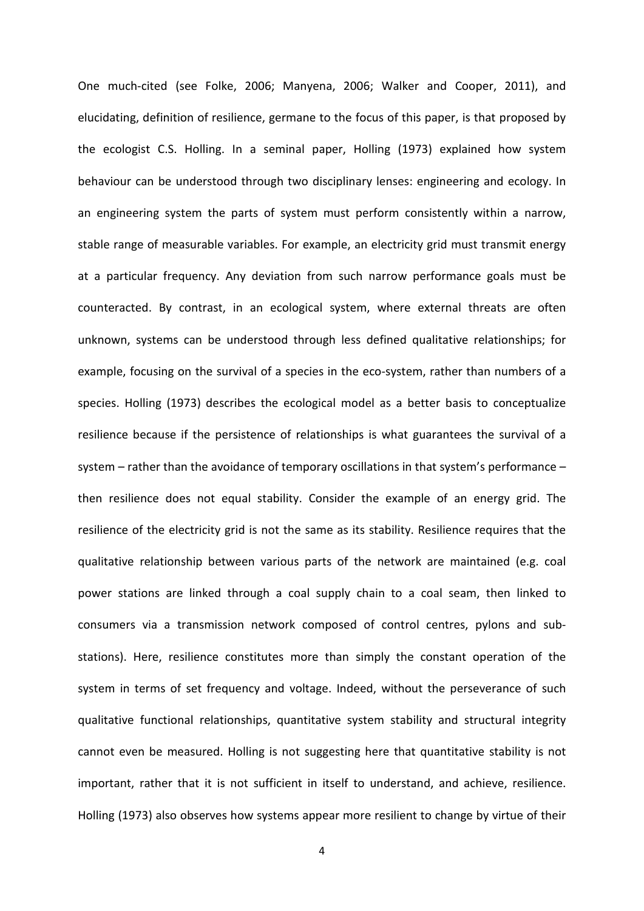One much-cited (see Folke, 2006; Manyena, 2006; Walker and Cooper, 2011), and elucidating, definition of resilience, germane to the focus of this paper, is that proposed by the ecologist C.S. Holling. In a seminal paper, Holling (1973) explained how system behaviour can be understood through two disciplinary lenses: engineering and ecology. In an engineering system the parts of system must perform consistently within a narrow, stable range of measurable variables. For example, an electricity grid must transmit energy at a particular frequency. Any deviation from such narrow performance goals must be counteracted. By contrast, in an ecological system, where external threats are often unknown, systems can be understood through less defined qualitative relationships; for example, focusing on the survival of a species in the eco-system, rather than numbers of a species. Holling (1973) describes the ecological model as a better basis to conceptualize resilience because if the persistence of relationships is what guarantees the survival of a system – rather than the avoidance of temporary oscillations in that system's performance – then resilience does not equal stability. Consider the example of an energy grid. The resilience of the electricity grid is not the same as its stability. Resilience requires that the qualitative relationship between various parts of the network are maintained (e.g. coal power stations are linked through a coal supply chain to a coal seam, then linked to consumers via a transmission network composed of control centres, pylons and sub-stations). Here, resilience constitutes more than simply the constant operation of the system in terms of set frequency and voltage. Indeed, without the perseverance of such qualitative functional relationships, quantitative system stability and structural integrity cannot even be measured. Holling is not suggesting here that quantitative stability is not important, rather that it is not sufficient in itself to understand, and achieve, resilience. Holling (1973) also observes how systems appear more resilient to change by virtue of their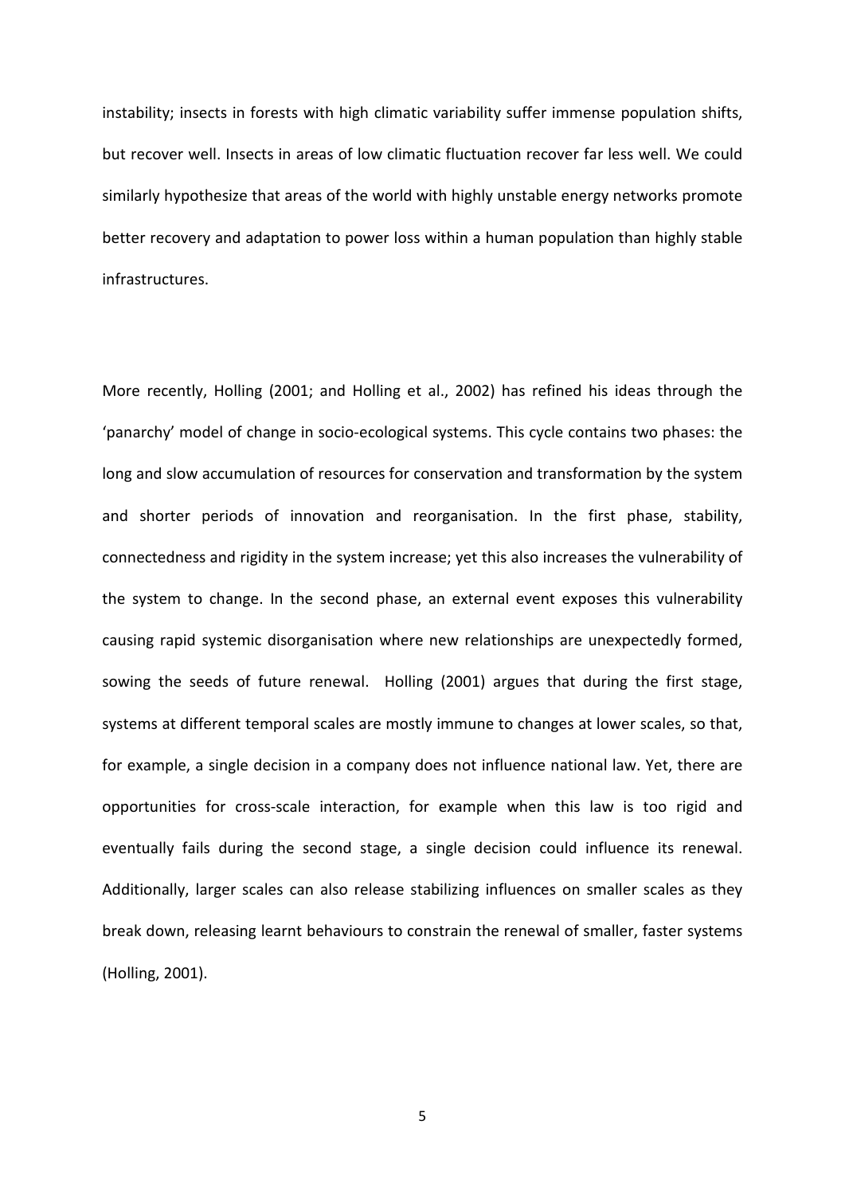instability; insects in forests with high climatic variability suffer immense population shifts, but recover well. Insects in areas of low climatic fluctuation recover far less well. We could similarly hypothesize that areas of the world with highly unstable energy networks promote better recovery and adaptation to power loss within a human population than highly stable infrastructures.

More recently, Holling (2001; and Holling et al., 2002) has refined his ideas through the 'panarchy' model of change in socio-ecological systems. This cycle contains two phases: the long and slow accumulation of resources for conservation and transformation by the system and shorter periods of innovation and reorganisation. In the first phase, stability, connectedness and rigidity in the system increase; yet this also increases the vulnerability of the system to change. In the second phase, an external event exposes this vulnerability causing rapid systemic disorganisation where new relationships are unexpectedly formed, sowing the seeds of future renewal. Holling (2001) argues that during the first stage, systems at different temporal scales are mostly immune to changes at lower scales, so that, for example, a single decision in a company does not influence national law. Yet, there are opportunities for cross-scale interaction, for example when this law is too rigid and eventually fails during the second stage, a single decision could influence its renewal. Additionally, larger scales can also release stabilizing influences on smaller scales as they break down, releasing learnt behaviours to constrain the renewal of smaller, faster systems (Holling, 2001).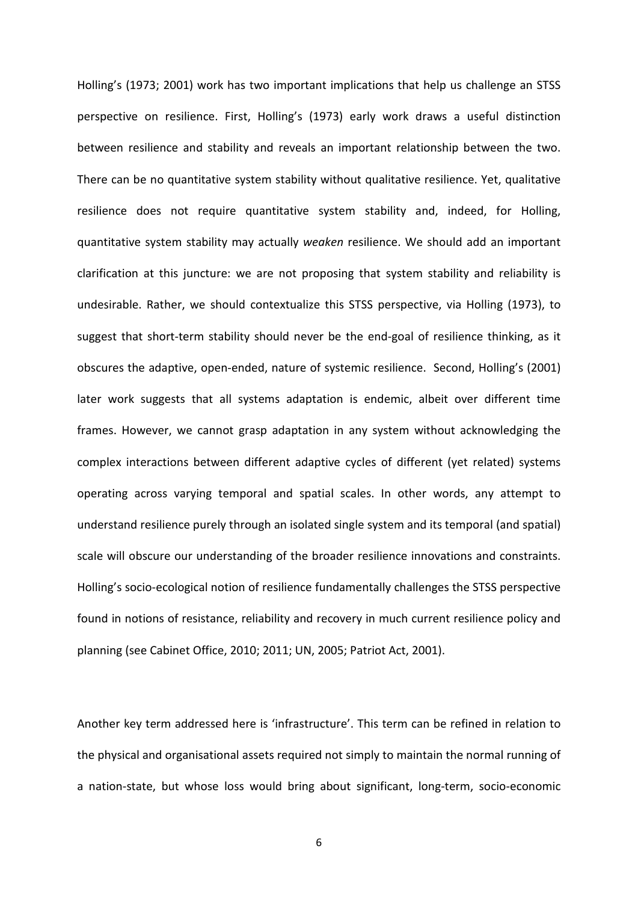Holling's (1973; 2001) work has two important implications that help us challenge an STSS perspective on resilience. First, Holling's (1973) early work draws a useful distinction between resilience and stability and reveals an important relationship between the two. There can be no quantitative system stability without qualitative resilience. Yet, qualitative resilience does not require quantitative system stability and, indeed, for Holling, quantitative system stability may actually *weaken* resilience. We should add an important clarification at this juncture: we are not proposing that system stability and reliability is undesirable. Rather, we should contextualize this STSS perspective, via Holling (1973), to suggest that short-term stability should never be the end-goal of resilience thinking, as it obscures the adaptive, open-ended, nature of systemic resilience. Second, Holling's (2001) later work suggests that all systems adaptation is endemic, albeit over different time frames. However, we cannot grasp adaptation in any system without acknowledging the complex interactions between different adaptive cycles of different (yet related) systems operating across varying temporal and spatial scales. In other words, any attempt to understand resilience purely through an isolated single system and its temporal (and spatial) scale will obscure our understanding of the broader resilience innovations and constraints. Holling's socio-ecological notion of resilience fundamentally challenges the STSS perspective found in notions of resistance, reliability and recovery in much current resilience policy and planning (see Cabinet Office, 2010; 2011; UN, 2005; Patriot Act, 2001).

Another key term addressed here is 'infrastructure'. This term can be refined in relation to the physical and organisational assets required not simply to maintain the normal running of a nation-state, but whose loss would bring about significant, long-term, socio-economic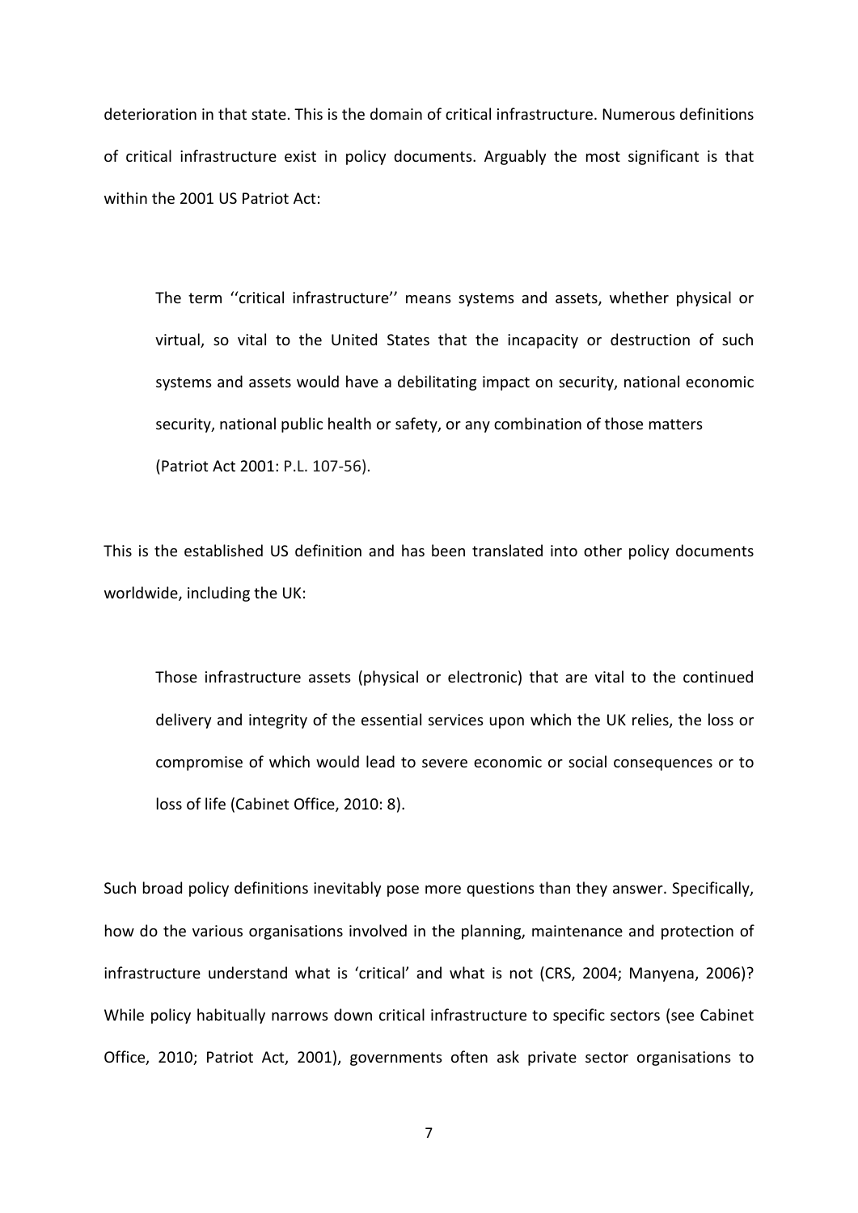deterioration in that state. This is the domain of critical infrastructure. Numerous definitions of critical infrastructure exist in policy documents. Arguably the most significant is that within the 2001 US Patriot Act:

> The term ''critical infrastructure'' means systems and assets, whether physical or virtual, so vital to the United States that the incapacity or destruction of such systems and assets would have a debilitating impact on security, national economic security, national public health or safety, or any combination of those matters (Patriot Act 2001: P.L. 107-56).

This is the established US definition and has been translated into other policy documents worldwide, including the UK:

> Those infrastructure assets (physical or electronic) that are vital to the continued delivery and integrity of the essential services upon which the UK relies, the loss or compromise of which would lead to severe economic or social consequences or to loss of life (Cabinet Office, 2010: 8).

Such broad policy definitions inevitably pose more questions than they answer. Specifically, how do the various organisations involved in the planning, maintenance and protection of infrastructure understand what is 'critical' and what is not (CRS, 2004; Manyena, 2006)? While policy habitually narrows down critical infrastructure to specific sectors (see Cabinet Office, 2010; Patriot Act, 2001), governments often ask private sector organisations to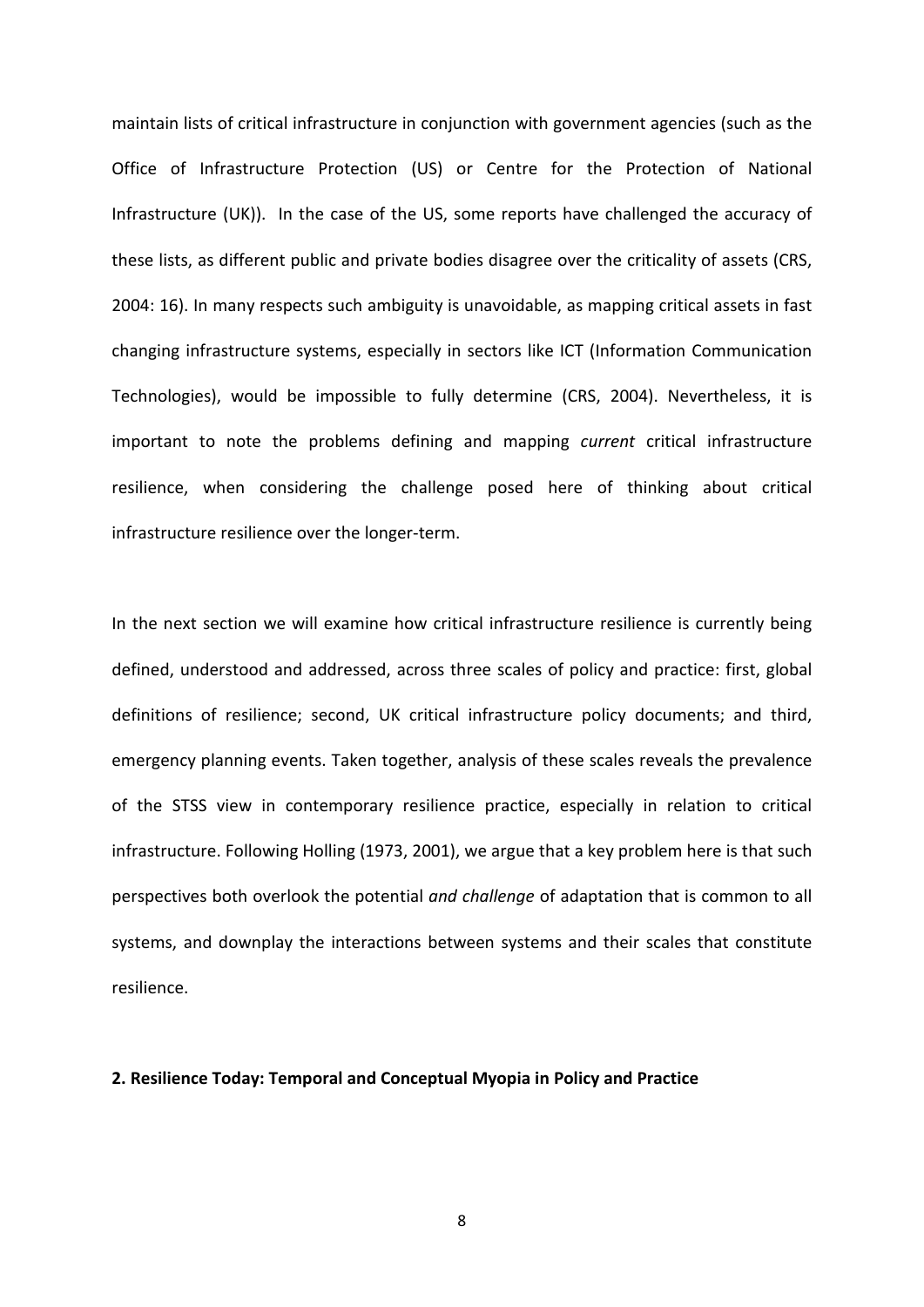maintain lists of critical infrastructure in conjunction with government agencies (such as the Office of Infrastructure Protection (US) or Centre for the Protection of National Infrastructure (UK)). In the case of the US, some reports have challenged the accuracy of these lists, as different public and private bodies disagree over the criticality of assets (CRS, 2004: 16). In many respects such ambiguity is unavoidable, as mapping critical assets in fast changing infrastructure systems, especially in sectors like ICT (Information Communication Technologies), would be impossible to fully determine (CRS, 2004). Nevertheless, it is important to note the problems defining and mapping *current* critical infrastructure resilience, when considering the challenge posed here of thinking about critical infrastructure resilience over the longer-term.

In the next section we will examine how critical infrastructure resilience is currently being defined, understood and addressed, across three scales of policy and practice: first, global definitions of resilience; second, UK critical infrastructure policy documents; and third, emergency planning events. Taken together, analysis of these scales reveals the prevalence of the STSS view in contemporary resilience practice, especially in relation to critical infrastructure. Following Holling (1973, 2001), we argue that a key problem here is that such perspectives both overlook the potential *and challenge* of adaptation that is common to all systems, and downplay the interactions between systems and their scales that constitute resilience.

## 2. Resilience Today: Temporal and Conceptual Myopia in Policy and Practice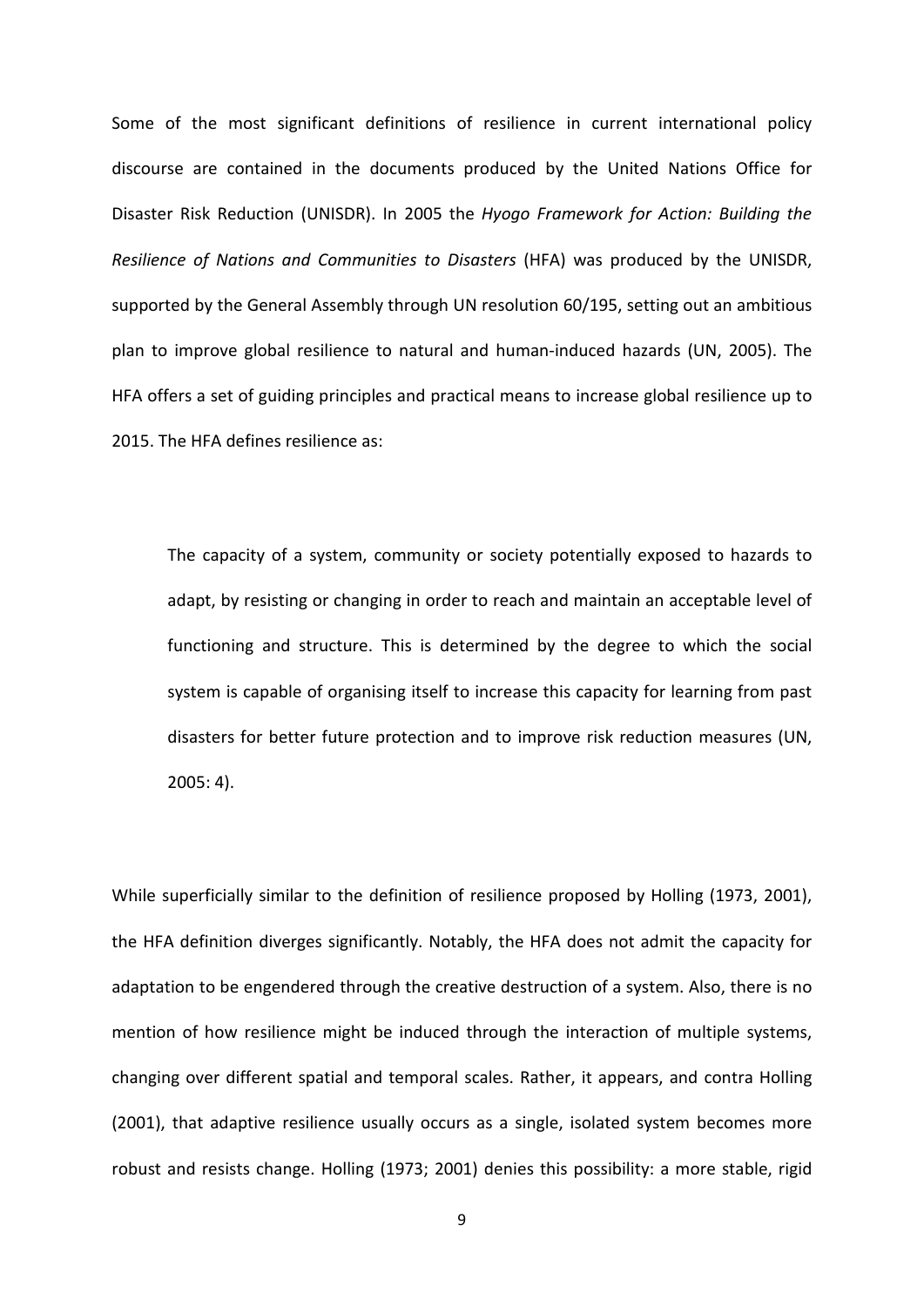Some of the most significant definitions of resilience in current international policy discourse are contained in the documents produced by the United Nations Office for Disaster Risk Reduction (UNISDR). In 2005 the *Hyogo Framework for Action: Building the Resilience of Nations and Communities to Disasters* (HFA) was produced by the UNISDR, supported by the General Assembly through UN resolution 60/195, setting out an ambitious plan to improve global resilience to natural and human-induced hazards (UN, 2005). The HFA offers a set of guiding principles and practical means to increase global resilience up to 2015. The HFA defines resilience as:

> The capacity of a system, community or society potentially exposed to hazards to adapt, by resisting or changing in order to reach and maintain an acceptable level of functioning and structure. This is determined by the degree to which the social system is capable of organising itself to increase this capacity for learning from past disasters for better future protection and to improve risk reduction measures (UN, 2005: 4).

While superficially similar to the definition of resilience proposed by Holling (1973, 2001), the HFA definition diverges significantly. Notably, the HFA does not admit the capacity for adaptation to be engendered through the creative destruction of a system. Also, there is no mention of how resilience might be induced through the interaction of multiple systems, changing over different spatial and temporal scales. Rather, it appears, and contra Holling (2001), that adaptive resilience usually occurs as a single, isolated system becomes more robust and resists change. Holling (1973; 2001) denies this possibility: a more stable, rigid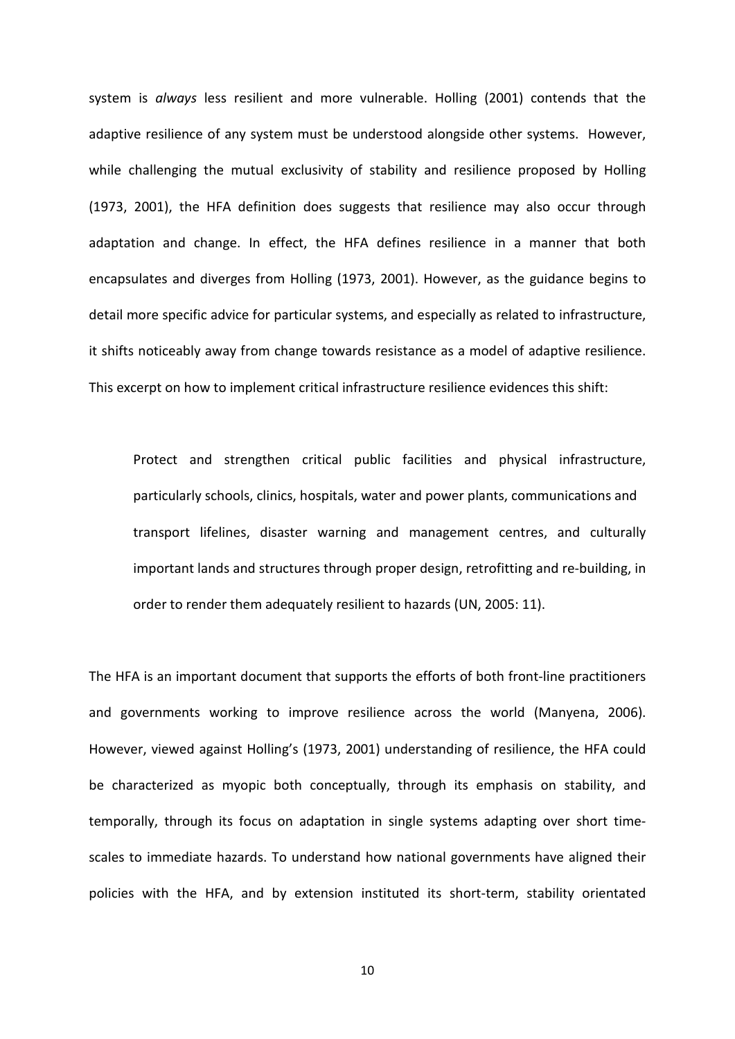system is *always* less resilient and more vulnerable. Holling (2001) contends that the adaptive resilience of any system must be understood alongside other systems. However, while challenging the mutual exclusivity of stability and resilience proposed by Holling (1973, 2001), the HFA definition does suggests that resilience may also occur through adaptation and change. In effect, the HFA defines resilience in a manner that both encapsulates and diverges from Holling (1973, 2001). However, as the guidance begins to detail more specific advice for particular systems, and especially as related to infrastructure, it shifts noticeably away from change towards resistance as a model of adaptive resilience. This excerpt on how to implement critical infrastructure resilience evidences this shift:

> Protect and strengthen critical public facilities and physical infrastructure, particularly schools, clinics, hospitals, water and power plants, communications and transport lifelines, disaster warning and management centres, and culturally important lands and structures through proper design, retrofitting and re-building, in order to render them adequately resilient to hazards (UN, 2005: 11).

The HFA is an important document that supports the efforts of both front-line practitioners and governments working to improve resilience across the world (Manyena, 2006). However, viewed against Holling's (1973, 2001) understanding of resilience, the HFA could be characterized as myopic both conceptually, through its emphasis on stability, and temporally, through its focus on adaptation in single systems adapting over short time-scales to immediate hazards. To understand how national governments have aligned their policies with the HFA, and by extension instituted its short-term, stability orientated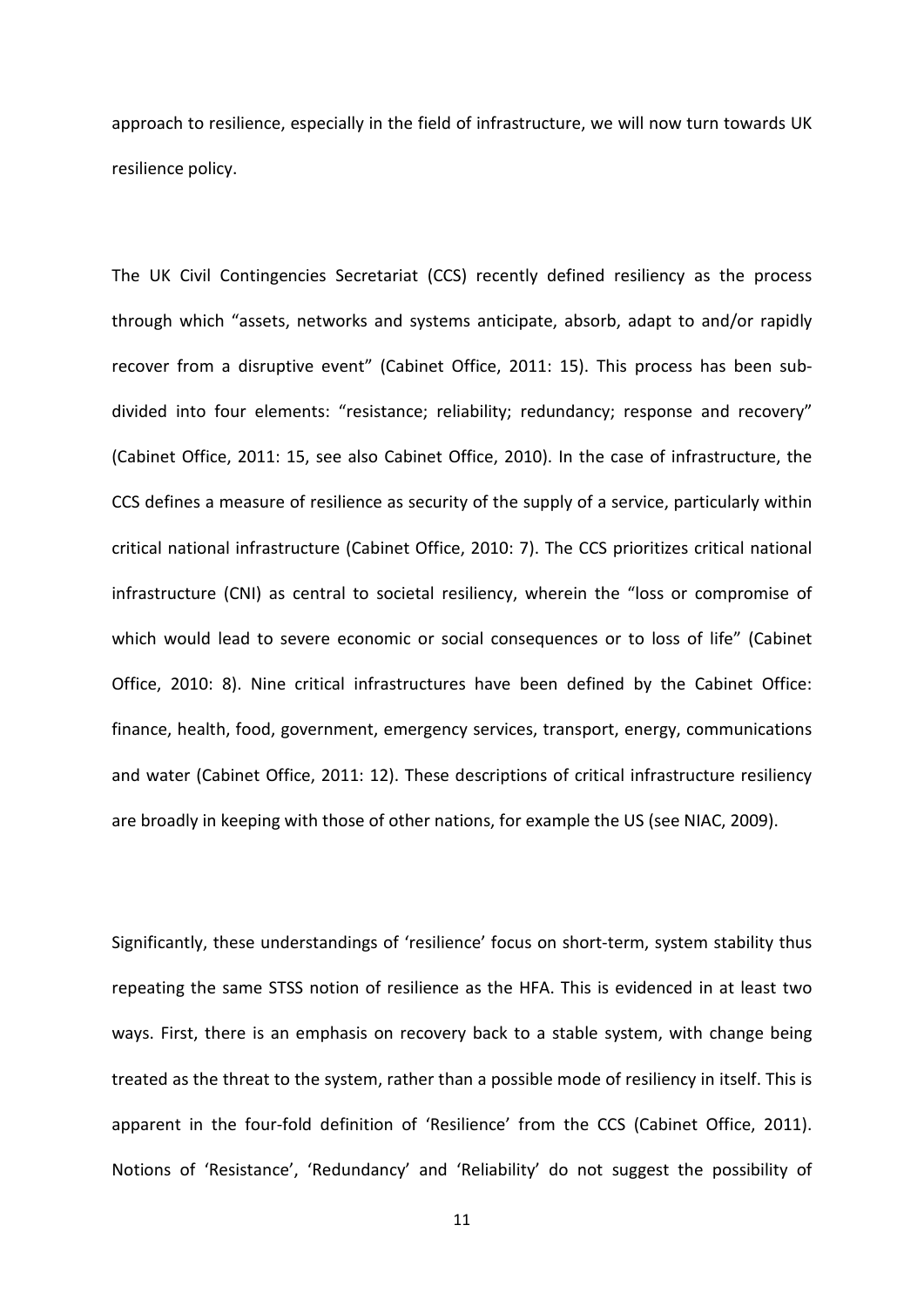approach to resilience, especially in the field of infrastructure, we will now turn towards UK resilience policy.

The UK Civil Contingencies Secretariat (CCS) recently defined resiliency as the process through which "assets, networks and systems anticipate, absorb, adapt to and/or rapidly recover from a disruptive event" (Cabinet Office, 2011: 15). This process has been sub-divided into four elements: "resistance; reliability; redundancy; response and recovery" (Cabinet Office, 2011: 15, see also Cabinet Office, 2010). In the case of infrastructure, the CCS defines a measure of resilience as security of the supply of a service, particularly within critical national infrastructure (Cabinet Office, 2010: 7). The CCS prioritizes critical national infrastructure (CNI) as central to societal resiliency, wherein the "loss or compromise of which would lead to severe economic or social consequences or to loss of life" (Cabinet Office, 2010: 8). Nine critical infrastructures have been defined by the Cabinet Office: finance, health, food, government, emergency services, transport, energy, communications and water (Cabinet Office, 2011: 12). These descriptions of critical infrastructure resiliency are broadly in keeping with those of other nations, for example the US (see NIAC, 2009).

Significantly, these understandings of 'resilience' focus on short-term, system stability thus repeating the same STSS notion of resilience as the HFA. This is evidenced in at least two ways. First, there is an emphasis on recovery back to a stable system, with change being treated as the threat to the system, rather than a possible mode of resiliency in itself. This is apparent in the four-fold definition of 'Resilience' from the CCS (Cabinet Office, 2011). Notions of 'Resistance', 'Redundancy' and 'Reliability' do not suggest the possibility of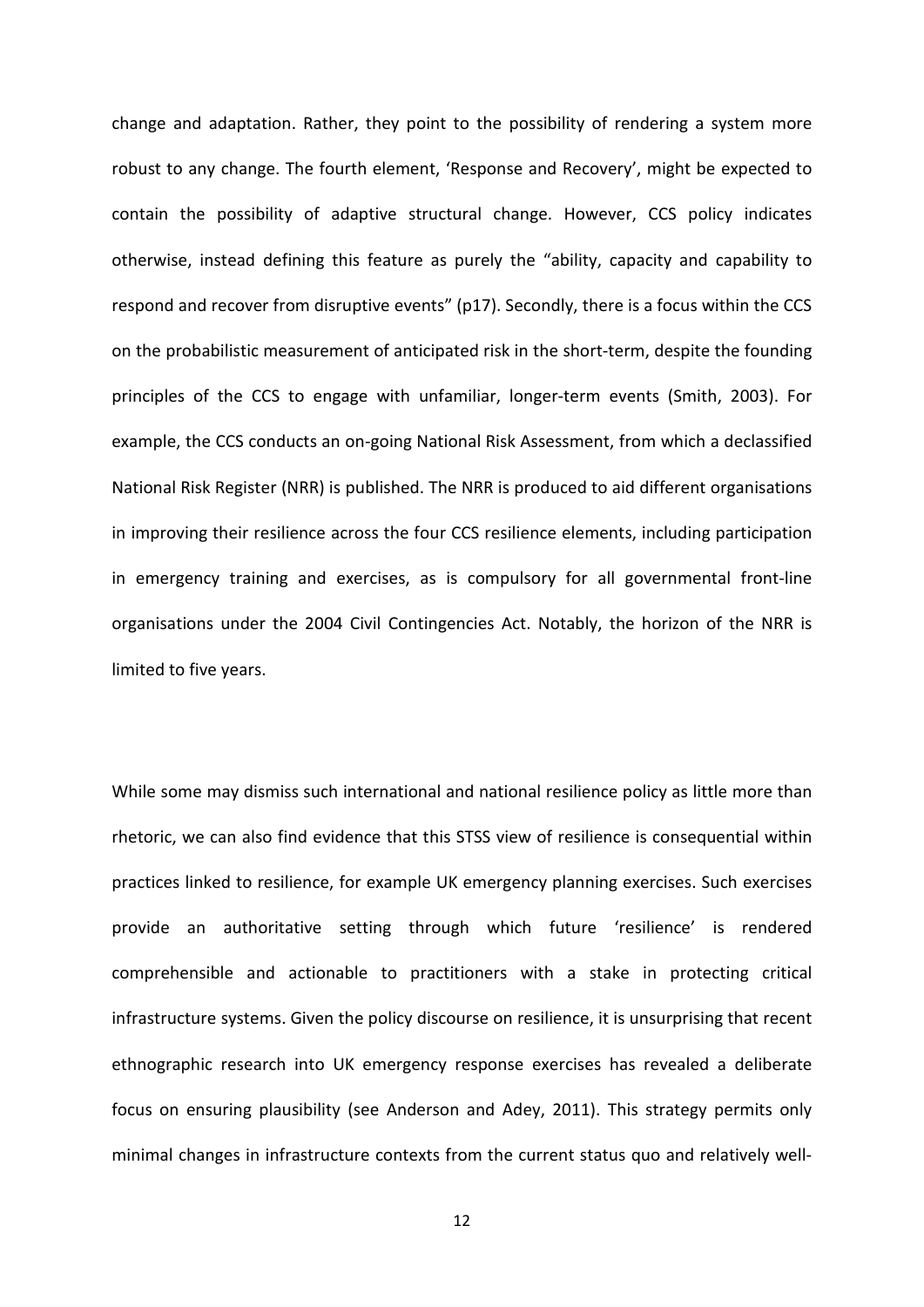change and adaptation. Rather, they point to the possibility of rendering a system more robust to any change. The fourth element, 'Response and Recovery', might be expected to contain the possibility of adaptive structural change. However, CCS policy indicates otherwise, instead defining this feature as purely the "ability, capacity and capability to respond and recover from disruptive events" (p17). Secondly, there is a focus within the CCS on the probabilistic measurement of anticipated risk in the short-term, despite the founding principles of the CCS to engage with unfamiliar, longer-term events (Smith, 2003). For example, the CCS conducts an on-going National Risk Assessment, from which a declassified National Risk Register (NRR) is published. The NRR is produced to aid different organisations in improving their resilience across the four CCS resilience elements, including participation in emergency training and exercises, as is compulsory for all governmental front-line organisations under the 2004 Civil Contingencies Act. Notably, the horizon of the NRR is limited to five years.

While some may dismiss such international and national resilience policy as little more than rhetoric, we can also find evidence that this STSS view of resilience is consequential within practices linked to resilience, for example UK emergency planning exercises. Such exercises provide an authoritative setting through which future 'resilience' is rendered comprehensible and actionable to practitioners with a stake in protecting critical infrastructure systems. Given the policy discourse on resilience, it is unsurprising that recent ethnographic research into UK emergency response exercises has revealed a deliberate focus on ensuring plausibility (see Anderson and Adey, 2011). This strategy permits only minimal changes in infrastructure contexts from the current status quo and relatively well-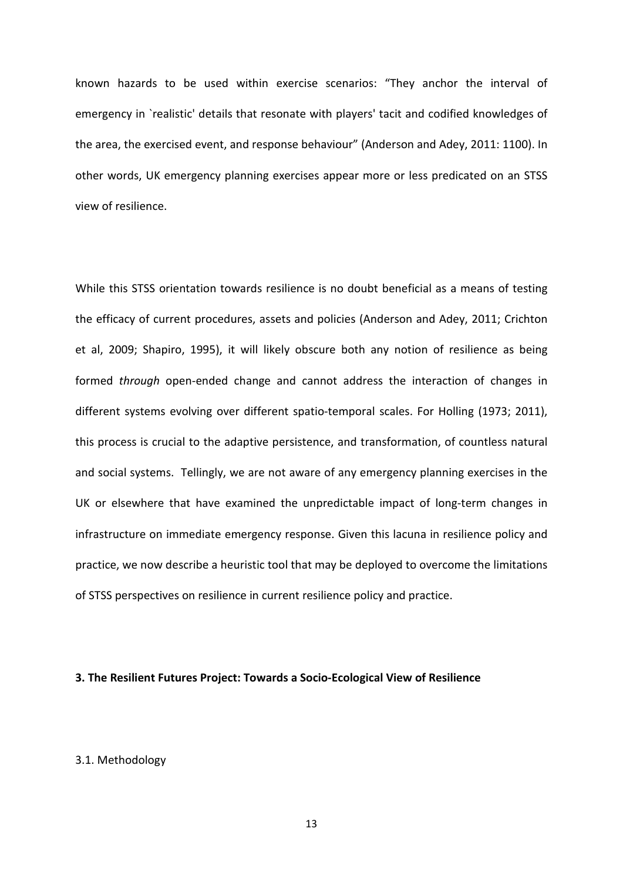known hazards to be used within exercise scenarios: “They anchor the interval of emergency in `realistic' details that resonate with players' tacit and codified knowledges of the area, the exercised event, and response behaviour” (Anderson and Adey, 2011: 1100). In other words, UK emergency planning exercises appear more or less predicated on an STSS view of resilience.

While this STSS orientation towards resilience is no doubt beneficial as a means of testing the efficacy of current procedures, assets and policies (Anderson and Adey, 2011; Crichton et al, 2009; Shapiro, 1995), it will likely obscure both any notion of resilience as being formed *through* open-ended change and cannot address the interaction of changes in different systems evolving over different spatio-temporal scales. For Holling (1973; 2011), this process is crucial to the adaptive persistence, and transformation, of countless natural and social systems. Tellingly, we are not aware of any emergency planning exercises in the UK or elsewhere that have examined the unpredictable impact of long-term changes in infrastructure on immediate emergency response. Given this lacuna in resilience policy and practice, we now describe a heuristic tool that may be deployed to overcome the limitations of STSS perspectives on resilience in current resilience policy and practice.

## 3. The Resilient Futures Project: Towards a Socio-Ecological View of Resilience

### 3.1. Methodology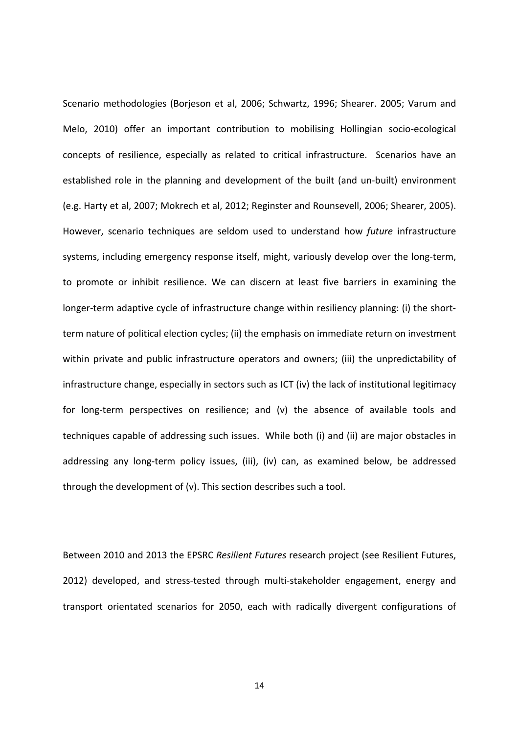Scenario methodologies (Borjeson et al, 2006; Schwartz, 1996; Shearer. 2005; Varum and Melo, 2010) offer an important contribution to mobilising Hollingian socio-ecological concepts of resilience, especially as related to critical infrastructure. Scenarios have an established role in the planning and development of the built (and un-built) environment (e.g. Harty et al, 2007; Mokrech et al, 2012; Reginster and Rounsevell, 2006; Shearer, 2005). However, scenario techniques are seldom used to understand how *future* infrastructure systems, including emergency response itself, might, variously develop over the long-term, to promote or inhibit resilience. We can discern at least five barriers in examining the longer-term adaptive cycle of infrastructure change within resiliency planning: (i) the short-term nature of political election cycles; (ii) the emphasis on immediate return on investment within private and public infrastructure operators and owners; (iii) the unpredictability of infrastructure change, especially in sectors such as ICT (iv) the lack of institutional legitimacy for long-term perspectives on resilience; and (v) the absence of available tools and techniques capable of addressing such issues. While both (i) and (ii) are major obstacles in addressing any long-term policy issues, (iii), (iv) can, as examined below, be addressed through the development of (v). This section describes such a tool.

Between 2010 and 2013 the EPSRC *Resilient Futures* research project (see Resilient Futures, 2012) developed, and stress-tested through multi-stakeholder engagement, energy and transport orientated scenarios for 2050, each with radically divergent configurations of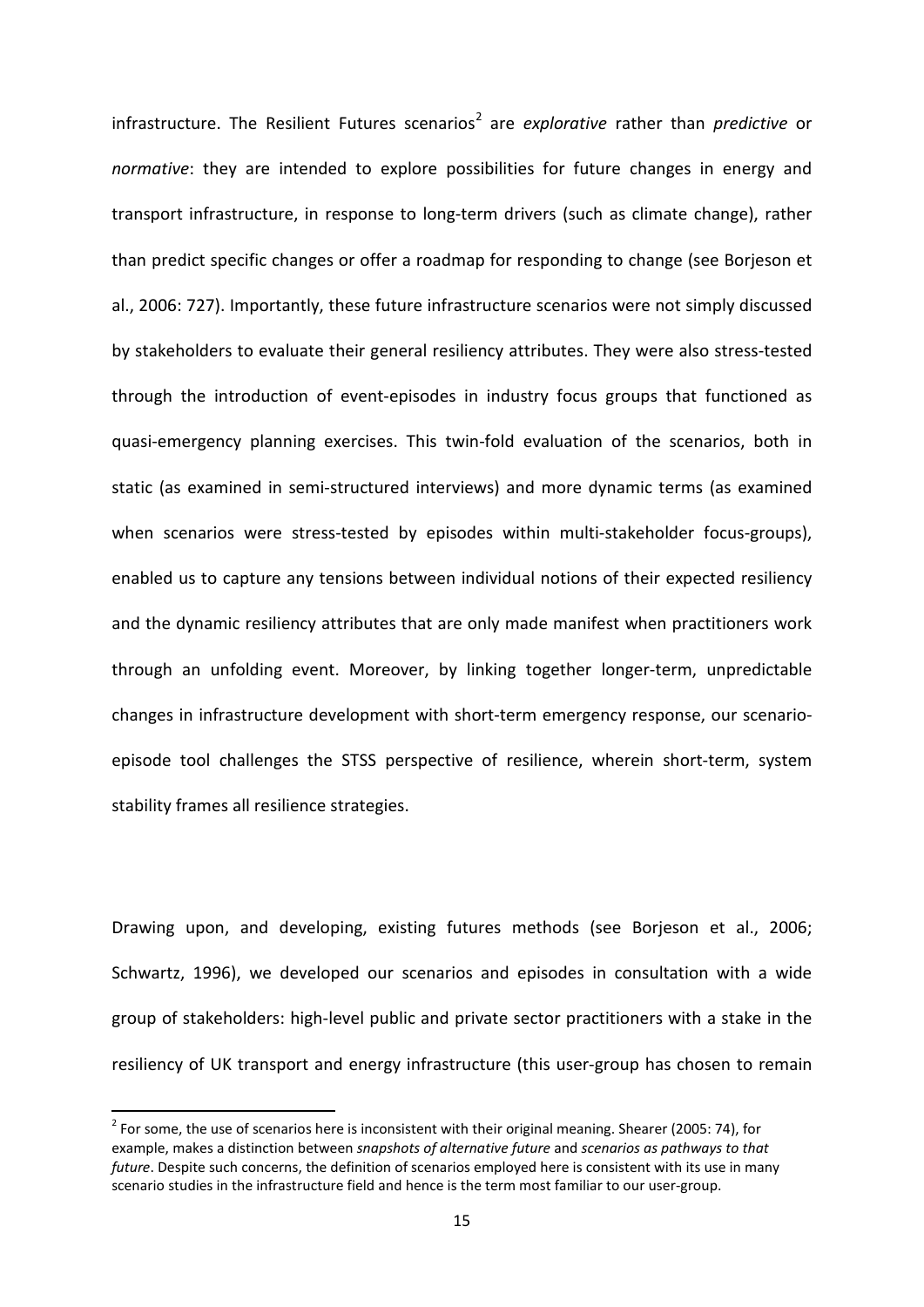infrastructure. The Resilient Futures scenarios[2] are *explorative* rather than *predictive* or *normative*: they are intended to explore possibilities for future changes in energy and transport infrastructure, in response to long-term drivers (such as climate change), rather than predict specific changes or offer a roadmap for responding to change (see Borjeson et al., 2006: 727). Importantly, these future infrastructure scenarios were not simply discussed by stakeholders to evaluate their general resiliency attributes. They were also stress-tested through the introduction of event-episodes in industry focus groups that functioned as quasi-emergency planning exercises. This twin-fold evaluation of the scenarios, both in static (as examined in semi-structured interviews) and more dynamic terms (as examined when scenarios were stress-tested by episodes within multi-stakeholder focus-groups), enabled us to capture any tensions between individual notions of their expected resiliency and the dynamic resiliency attributes that are only made manifest when practitioners work through an unfolding event. Moreover, by linking together longer-term, unpredictable changes in infrastructure development with short-term emergency response, our scenario-episode tool challenges the STSS perspective of resilience, wherein short-term, system stability frames all resilience strategies.

Drawing upon, and developing, existing futures methods (see Borjeson et al., 2006; Schwartz, 1996), we developed our scenarios and episodes in consultation with a wide group of stakeholders: high-level public and private sector practitioners with a stake in the resiliency of UK transport and energy infrastructure (this user-group has chosen to remain

[2] For some, the use of scenarios here is inconsistent with their original meaning. Shearer (2005: 74), for example, makes a distinction between *snapshots of alternative future* and *scenarios as pathways to that future*. Despite such concerns, the definition of scenarios employed here is consistent with its use in many scenario studies in the infrastructure field and hence is the term most familiar to our user-group.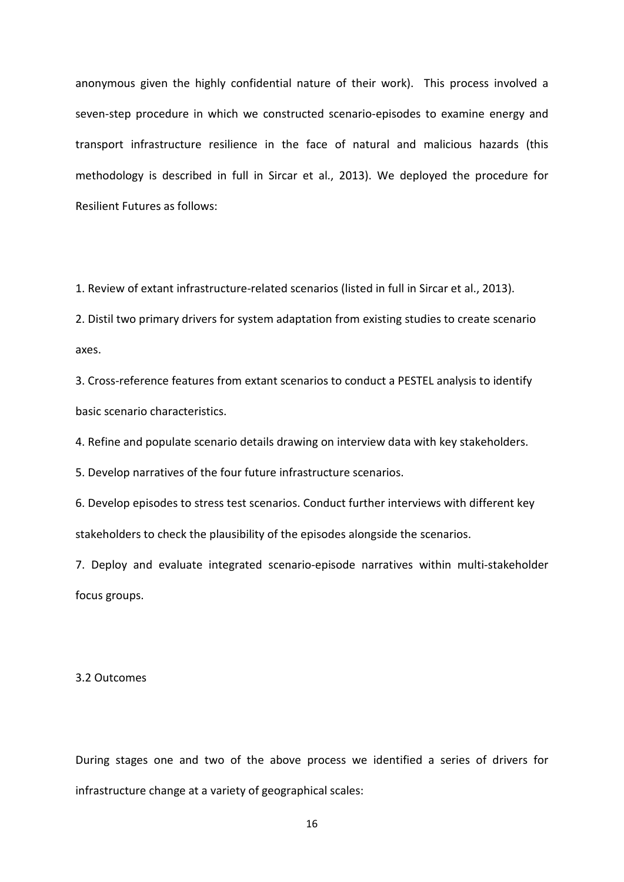anonymous given the highly confidential nature of their work). This process involved a seven-step procedure in which we constructed scenario-episodes to examine energy and transport infrastructure resilience in the face of natural and malicious hazards (this methodology is described in full in Sircar et al., 2013). We deployed the procedure for Resilient Futures as follows:

1. Review of extant infrastructure-related scenarios (listed in full in Sircar et al., 2013).
2. Distil two primary drivers for system adaptation from existing studies to create scenario axes.
3. Cross-reference features from extant scenarios to conduct a PESTEL analysis to identify basic scenario characteristics.
4. Refine and populate scenario details drawing on interview data with key stakeholders.
5. Develop narratives of the four future infrastructure scenarios.
6. Develop episodes to stress test scenarios. Conduct further interviews with different key stakeholders to check the plausibility of the episodes alongside the scenarios.
7. Deploy and evaluate integrated scenario-episode narratives within multi-stakeholder focus groups.

### 3.2 Outcomes

During stages one and two of the above process we identified a series of drivers for infrastructure change at a variety of geographical scales: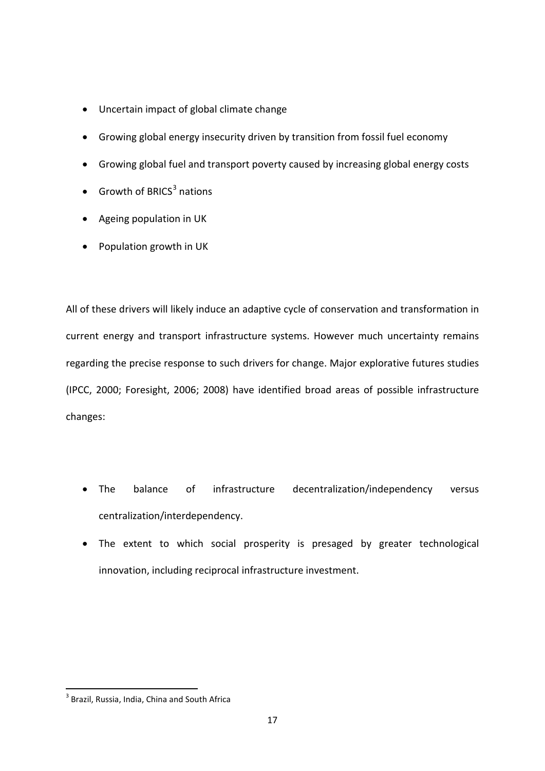- Uncertain impact of global climate change
- Growing global energy insecurity driven by transition from fossil fuel economy
- Growing global fuel and transport poverty caused by increasing global energy costs
- Growth of BRICS[3] nations
- Ageing population in UK
- Population growth in UK

All of these drivers will likely induce an adaptive cycle of conservation and transformation in current energy and transport infrastructure systems. However much uncertainty remains regarding the precise response to such drivers for change. Major explorative futures studies (IPCC, 2000; Foresight, 2006; 2008) have identified broad areas of possible infrastructure changes:

- The balance of infrastructure decentralization/independency versus centralization/interdependency.
- The extent to which social prosperity is presaged by greater technological innovation, including reciprocal infrastructure investment.

[3] Brazil, Russia, India, China and South Africa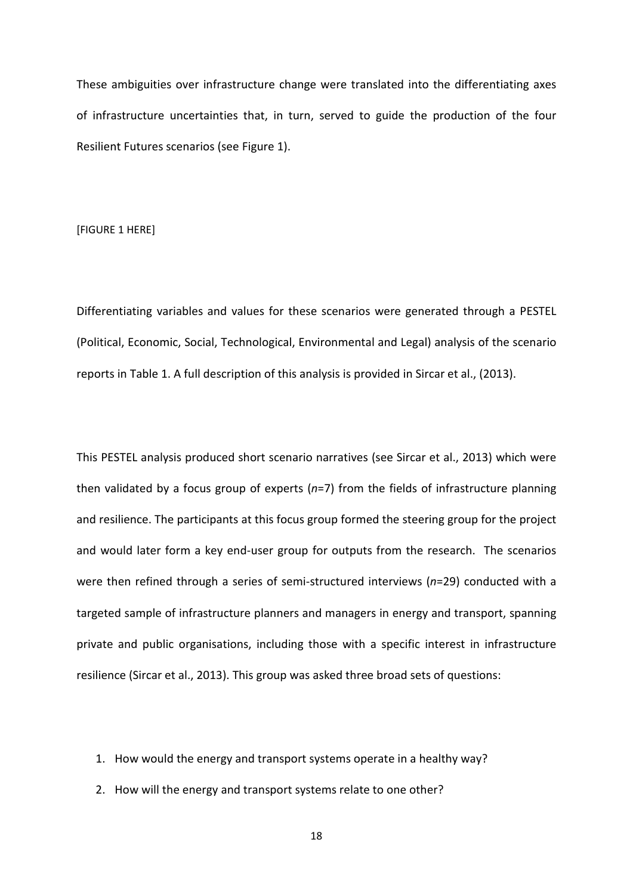These ambiguities over infrastructure change were translated into the differentiating axes of infrastructure uncertainties that, in turn, served to guide the production of the four Resilient Futures scenarios (see Figure 1).

[FIGURE 1 HERE]

Differentiating variables and values for these scenarios were generated through a PESTEL (Political, Economic, Social, Technological, Environmental and Legal) analysis of the scenario reports in Table 1. A full description of this analysis is provided in Sircar et al., (2013).

This PESTEL analysis produced short scenario narratives (see Sircar et al., 2013) which were then validated by a focus group of experts (*n*=7) from the fields of infrastructure planning and resilience. The participants at this focus group formed the steering group for the project and would later form a key end-user group for outputs from the research. The scenarios were then refined through a series of semi-structured interviews (*n*=29) conducted with a targeted sample of infrastructure planners and managers in energy and transport, spanning private and public organisations, including those with a specific interest in infrastructure resilience (Sircar et al., 2013). This group was asked three broad sets of questions:

1. How would the energy and transport systems operate in a healthy way?
2. How will the energy and transport systems relate to one other?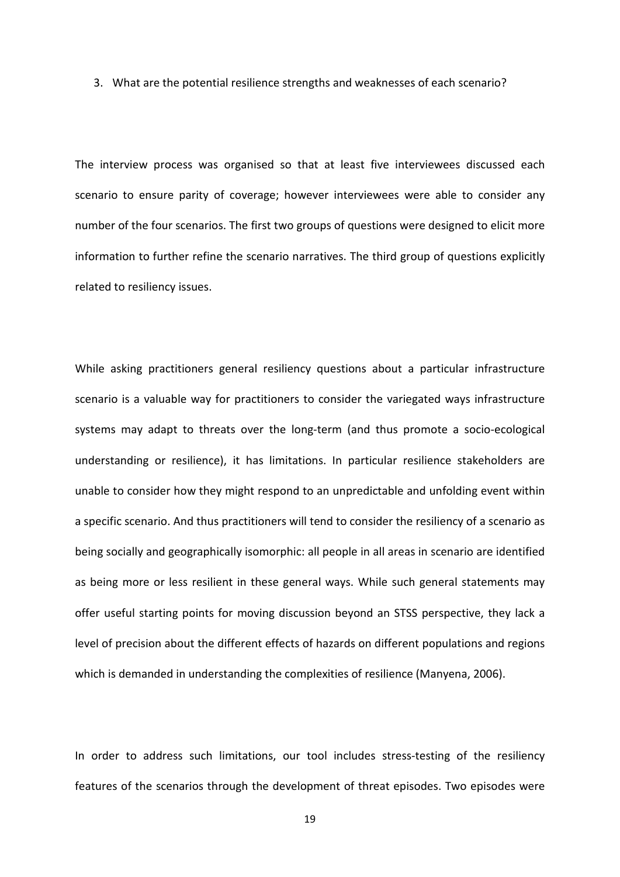3. What are the potential resilience strengths and weaknesses of each scenario?

The interview process was organised so that at least five interviewees discussed each scenario to ensure parity of coverage; however interviewees were able to consider any number of the four scenarios. The first two groups of questions were designed to elicit more information to further refine the scenario narratives. The third group of questions explicitly related to resiliency issues.

While asking practitioners general resiliency questions about a particular infrastructure scenario is a valuable way for practitioners to consider the variegated ways infrastructure systems may adapt to threats over the long-term (and thus promote a socio-ecological understanding or resilience), it has limitations. In particular resilience stakeholders are unable to consider how they might respond to an unpredictable and unfolding event within a specific scenario. And thus practitioners will tend to consider the resiliency of a scenario as being socially and geographically isomorphic: all people in all areas in scenario are identified as being more or less resilient in these general ways. While such general statements may offer useful starting points for moving discussion beyond an STSS perspective, they lack a level of precision about the different effects of hazards on different populations and regions which is demanded in understanding the complexities of resilience (Manyena, 2006).

In order to address such limitations, our tool includes stress-testing of the resiliency features of the scenarios through the development of threat episodes. Two episodes were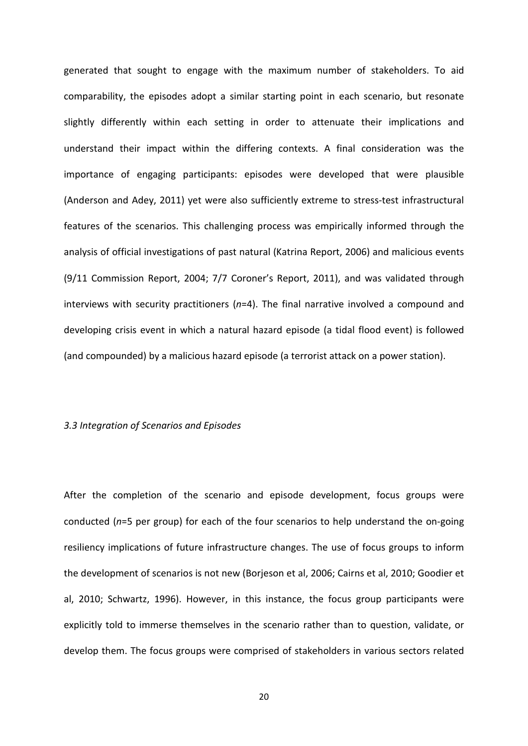generated that sought to engage with the maximum number of stakeholders. To aid comparability, the episodes adopt a similar starting point in each scenario, but resonate slightly differently within each setting in order to attenuate their implications and understand their impact within the differing contexts. A final consideration was the importance of engaging participants: episodes were developed that were plausible (Anderson and Adey, 2011) yet were also sufficiently extreme to stress-test infrastructural features of the scenarios. This challenging process was empirically informed through the analysis of official investigations of past natural (Katrina Report, 2006) and malicious events (9/11 Commission Report, 2004; 7/7 Coroner's Report, 2011), and was validated through interviews with security practitioners (*n*=4). The final narrative involved a compound and developing crisis event in which a natural hazard episode (a tidal flood event) is followed (and compounded) by a malicious hazard episode (a terrorist attack on a power station).

### *3.3 Integration of Scenarios and Episodes*

After the completion of the scenario and episode development, focus groups were conducted (*n*=5 per group) for each of the four scenarios to help understand the on-going resiliency implications of future infrastructure changes. The use of focus groups to inform the development of scenarios is not new (Borjeson et al, 2006; Cairns et al, 2010; Goodier et al, 2010; Schwartz, 1996). However, in this instance, the focus group participants were explicitly told to immerse themselves in the scenario rather than to question, validate, or develop them. The focus groups were comprised of stakeholders in various sectors related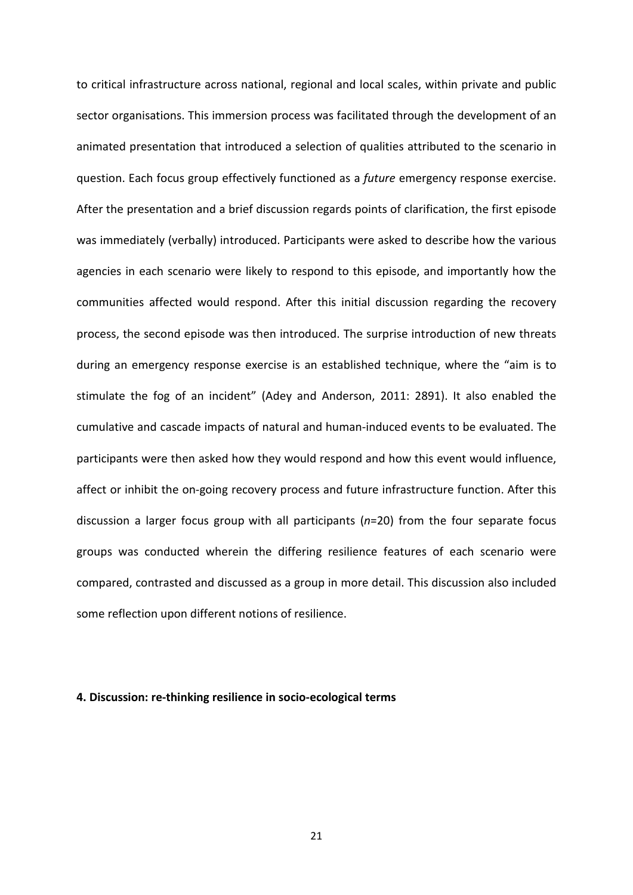to critical infrastructure across national, regional and local scales, within private and public sector organisations. This immersion process was facilitated through the development of an animated presentation that introduced a selection of qualities attributed to the scenario in question. Each focus group effectively functioned as a *future* emergency response exercise. After the presentation and a brief discussion regards points of clarification, the first episode was immediately (verbally) introduced. Participants were asked to describe how the various agencies in each scenario were likely to respond to this episode, and importantly how the communities affected would respond. After this initial discussion regarding the recovery process, the second episode was then introduced. The surprise introduction of new threats during an emergency response exercise is an established technique, where the "aim is to stimulate the fog of an incident" (Adey and Anderson, 2011: 2891). It also enabled the cumulative and cascade impacts of natural and human-induced events to be evaluated. The participants were then asked how they would respond and how this event would influence, affect or inhibit the on-going recovery process and future infrastructure function. After this discussion a larger focus group with all participants (*n*=20) from the four separate focus groups was conducted wherein the differing resilience features of each scenario were compared, contrasted and discussed as a group in more detail. This discussion also included some reflection upon different notions of resilience.

## 4. Discussion: re-thinking resilience in socio-ecological terms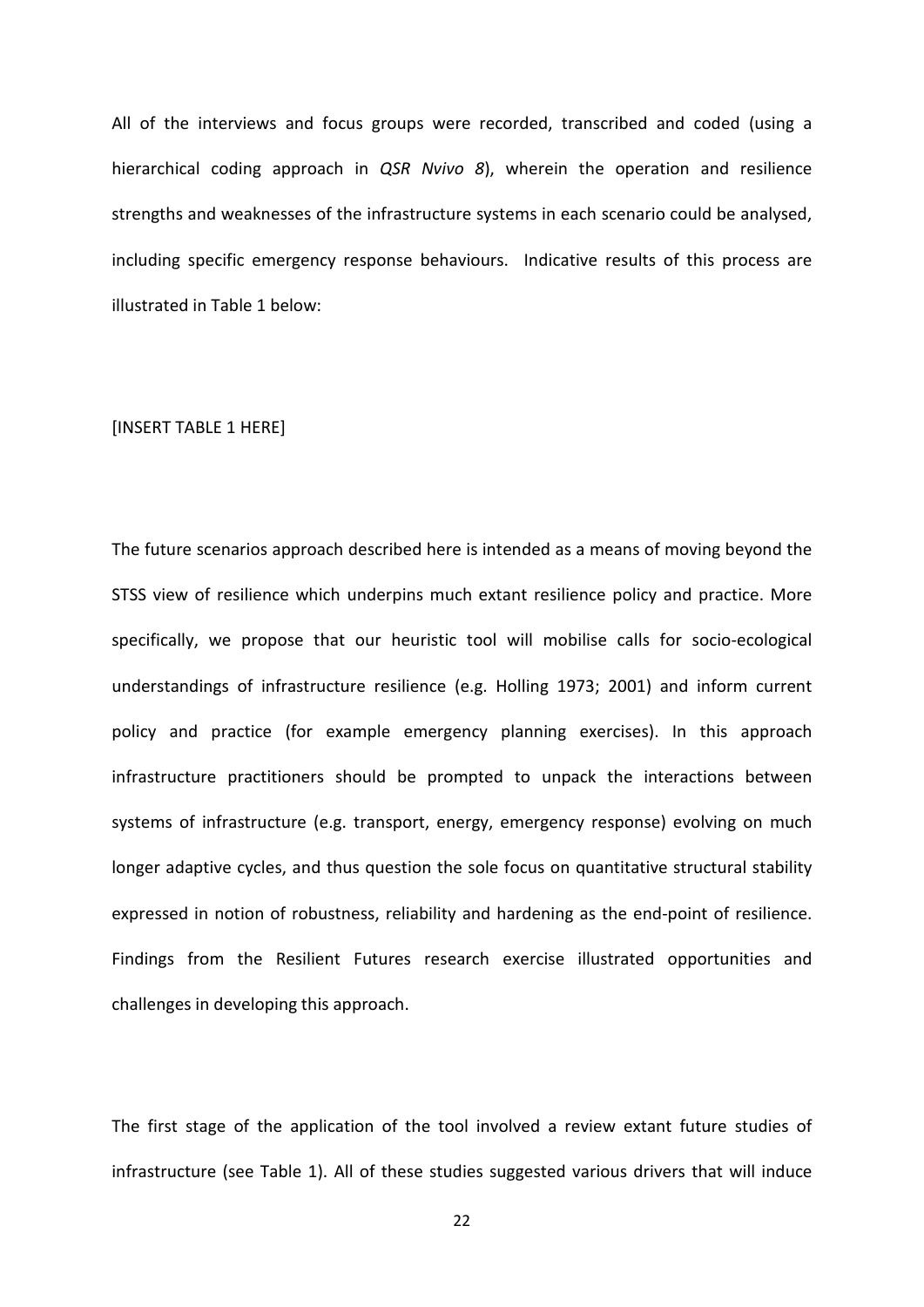All of the interviews and focus groups were recorded, transcribed and coded (using a hierarchical coding approach in *QSR Nvivo 8*), wherein the operation and resilience strengths and weaknesses of the infrastructure systems in each scenario could be analysed, including specific emergency response behaviours. Indicative results of this process are illustrated in Table 1 below:

[INSERT TABLE 1 HERE]

The future scenarios approach described here is intended as a means of moving beyond the STSS view of resilience which underpins much extant resilience policy and practice. More specifically, we propose that our heuristic tool will mobilise calls for socio-ecological understandings of infrastructure resilience (e.g. Holling 1973; 2001) and inform current policy and practice (for example emergency planning exercises). In this approach infrastructure practitioners should be prompted to unpack the interactions between systems of infrastructure (e.g. transport, energy, emergency response) evolving on much longer adaptive cycles, and thus question the sole focus on quantitative structural stability expressed in notion of robustness, reliability and hardening as the end-point of resilience. Findings from the Resilient Futures research exercise illustrated opportunities and challenges in developing this approach.

The first stage of the application of the tool involved a review extant future studies of infrastructure (see Table 1). All of these studies suggested various drivers that will induce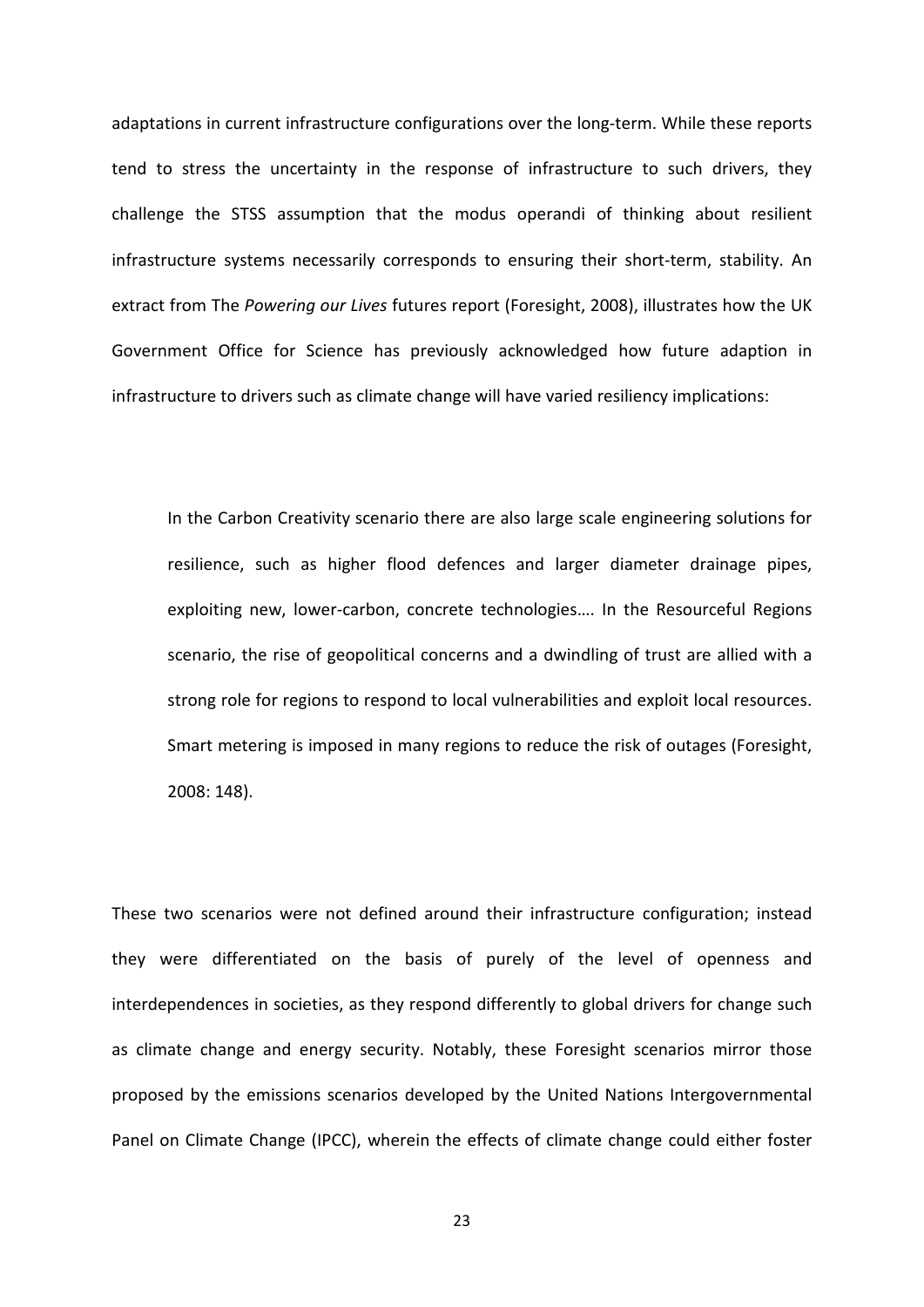adaptations in current infrastructure configurations over the long-term. While these reports tend to stress the uncertainty in the response of infrastructure to such drivers, they challenge the STSS assumption that the modus operandi of thinking about resilient infrastructure systems necessarily corresponds to ensuring their short-term, stability. An extract from The *Powering our Lives* futures report (Foresight, 2008), illustrates how the UK Government Office for Science has previously acknowledged how future adaption in infrastructure to drivers such as climate change will have varied resiliency implications:

> In the Carbon Creativity scenario there are also large scale engineering solutions for resilience, such as higher flood defences and larger diameter drainage pipes, exploiting new, lower-carbon, concrete technologies…. In the Resourceful Regions scenario, the rise of geopolitical concerns and a dwindling of trust are allied with a strong role for regions to respond to local vulnerabilities and exploit local resources. Smart metering is imposed in many regions to reduce the risk of outages (Foresight, 2008: 148).

These two scenarios were not defined around their infrastructure configuration; instead they were differentiated on the basis of purely of the level of openness and interdependences in societies, as they respond differently to global drivers for change such as climate change and energy security. Notably, these Foresight scenarios mirror those proposed by the emissions scenarios developed by the United Nations Intergovernmental Panel on Climate Change (IPCC), wherein the effects of climate change could either foster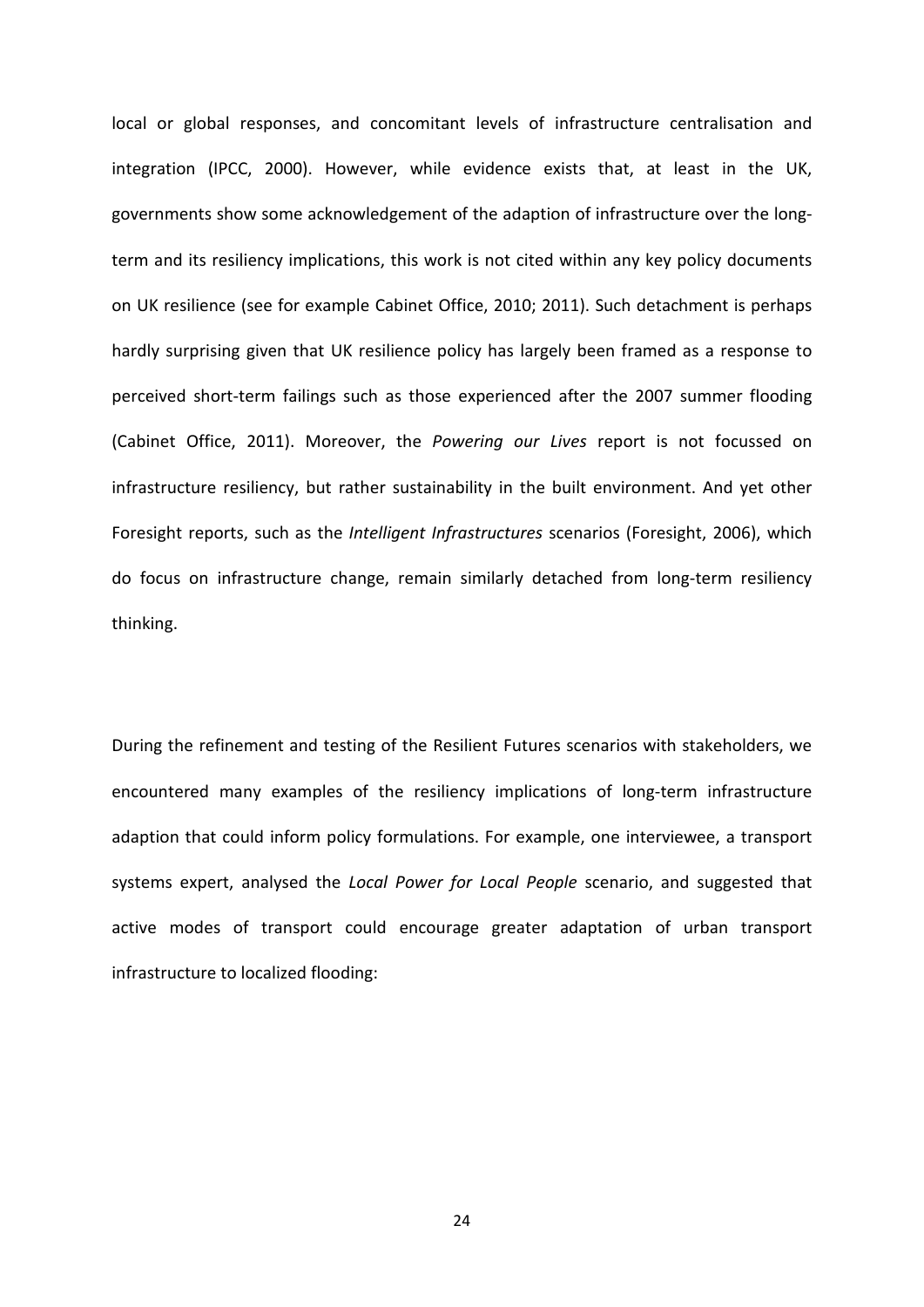local or global responses, and concomitant levels of infrastructure centralisation and integration (IPCC, 2000). However, while evidence exists that, at least in the UK, governments show some acknowledgement of the adaption of infrastructure over the long-term and its resiliency implications, this work is not cited within any key policy documents on UK resilience (see for example Cabinet Office, 2010; 2011). Such detachment is perhaps hardly surprising given that UK resilience policy has largely been framed as a response to perceived short-term failings such as those experienced after the 2007 summer flooding (Cabinet Office, 2011). Moreover, the *Powering our Lives* report is not focussed on infrastructure resiliency, but rather sustainability in the built environment. And yet other Foresight reports, such as the *Intelligent Infrastructures* scenarios (Foresight, 2006), which do focus on infrastructure change, remain similarly detached from long-term resiliency thinking.

During the refinement and testing of the Resilient Futures scenarios with stakeholders, we encountered many examples of the resiliency implications of long-term infrastructure adaption that could inform policy formulations. For example, one interviewee, a transport systems expert, analysed the *Local Power for Local People* scenario, and suggested that active modes of transport could encourage greater adaptation of urban transport infrastructure to localized flooding: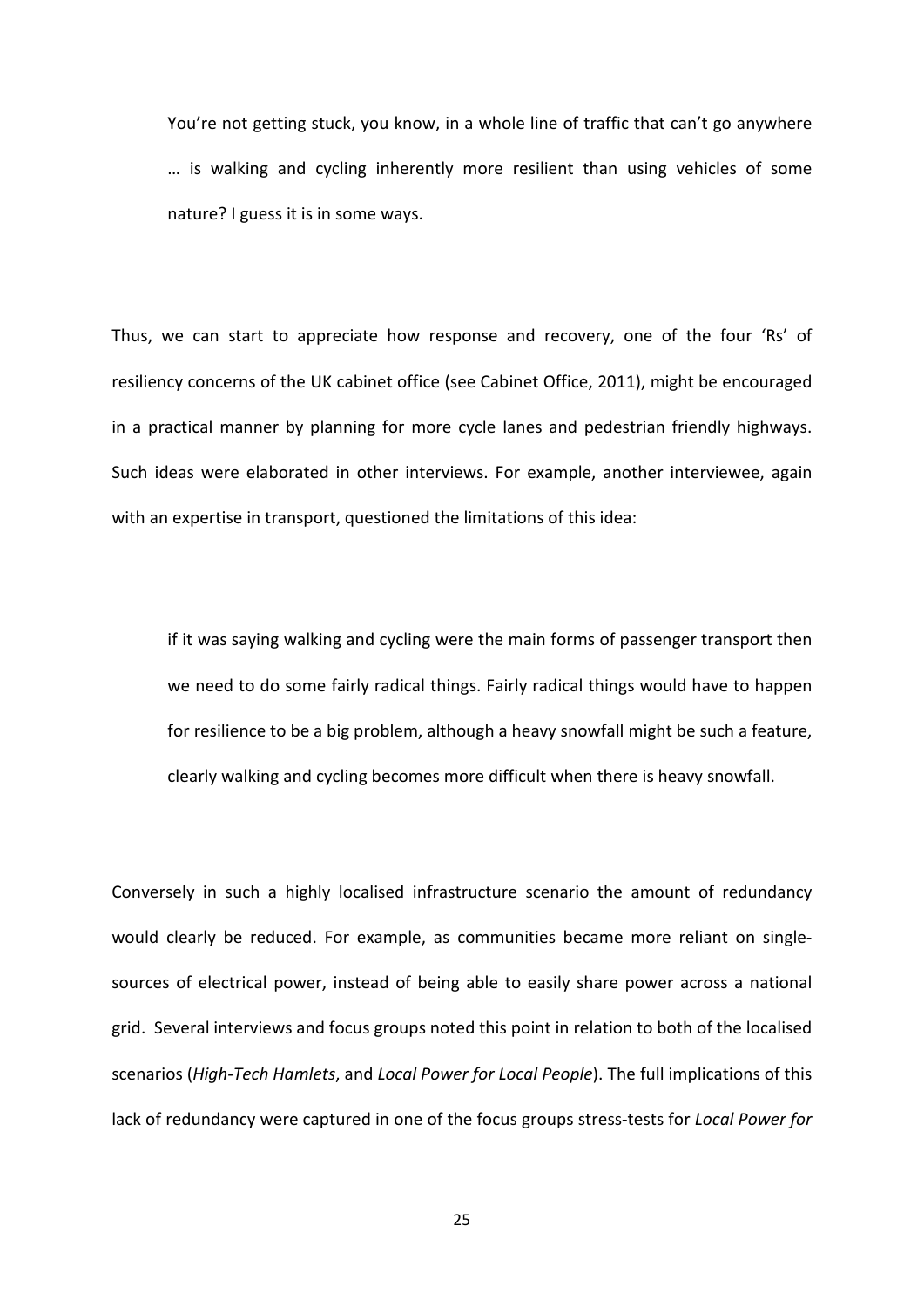> You're not getting stuck, you know, in a whole line of traffic that can't go anywhere … is walking and cycling inherently more resilient than using vehicles of some nature? I guess it is in some ways.

Thus, we can start to appreciate how response and recovery, one of the four 'Rs' of resiliency concerns of the UK cabinet office (see Cabinet Office, 2011), might be encouraged in a practical manner by planning for more cycle lanes and pedestrian friendly highways. Such ideas were elaborated in other interviews. For example, another interviewee, again with an expertise in transport, questioned the limitations of this idea:

> if it was saying walking and cycling were the main forms of passenger transport then we need to do some fairly radical things. Fairly radical things would have to happen for resilience to be a big problem, although a heavy snowfall might be such a feature, clearly walking and cycling becomes more difficult when there is heavy snowfall.

Conversely in such a highly localised infrastructure scenario the amount of redundancy would clearly be reduced. For example, as communities became more reliant on single-sources of electrical power, instead of being able to easily share power across a national grid. Several interviews and focus groups noted this point in relation to both of the localised scenarios (*High-Tech Hamlets*, and *Local Power for Local People*). The full implications of this lack of redundancy were captured in one of the focus groups stress-tests for *Local Power for*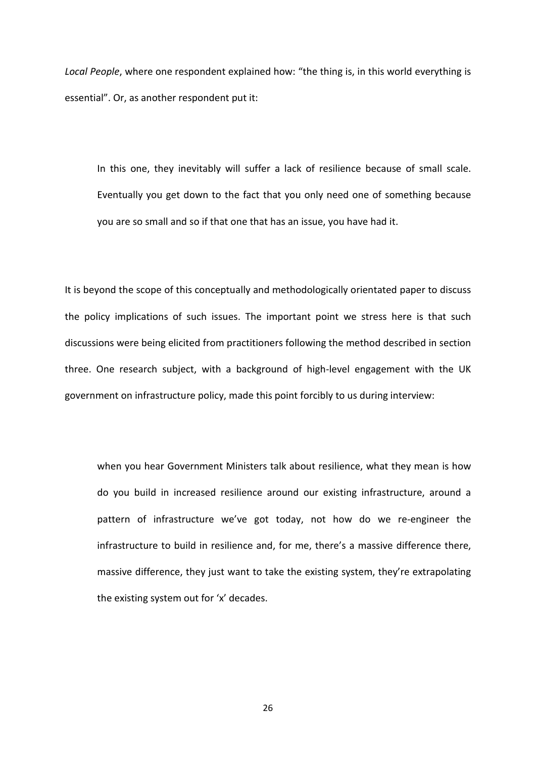*Local People*, where one respondent explained how: “the thing is, in this world everything is essential”. Or, as another respondent put it:

> In this one, they inevitably will suffer a lack of resilience because of small scale. Eventually you get down to the fact that you only need one of something because you are so small and so if that one that has an issue, you have had it.

It is beyond the scope of this conceptually and methodologically orientated paper to discuss the policy implications of such issues. The important point we stress here is that such discussions were being elicited from practitioners following the method described in section three. One research subject, with a background of high-level engagement with the UK government on infrastructure policy, made this point forcibly to us during interview:

> when you hear Government Ministers talk about resilience, what they mean is how do you build in increased resilience around our existing infrastructure, around a pattern of infrastructure we’ve got today, not how do we re-engineer the infrastructure to build in resilience and, for me, there’s a massive difference there, massive difference, they just want to take the existing system, they’re extrapolating the existing system out for ‘x’ decades.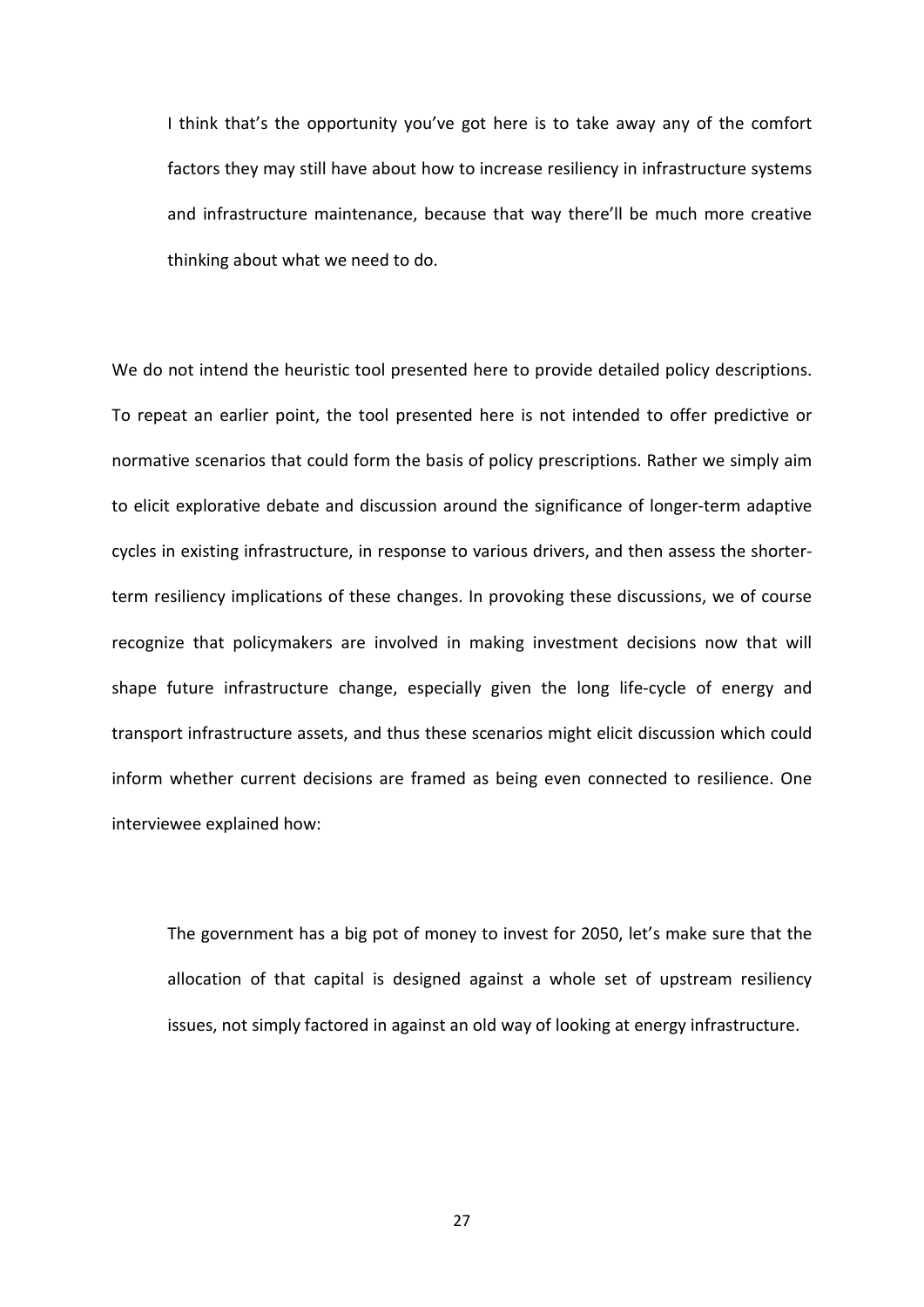> I think that's the opportunity you've got here is to take away any of the comfort factors they may still have about how to increase resiliency in infrastructure systems and infrastructure maintenance, because that way there'll be much more creative thinking about what we need to do.

We do not intend the heuristic tool presented here to provide detailed policy descriptions. To repeat an earlier point, the tool presented here is not intended to offer predictive or normative scenarios that could form the basis of policy prescriptions. Rather we simply aim to elicit explorative debate and discussion around the significance of longer-term adaptive cycles in existing infrastructure, in response to various drivers, and then assess the shorter-term resiliency implications of these changes. In provoking these discussions, we of course recognize that policymakers are involved in making investment decisions now that will shape future infrastructure change, especially given the long life-cycle of energy and transport infrastructure assets, and thus these scenarios might elicit discussion which could inform whether current decisions are framed as being even connected to resilience. One interviewee explained how:

> The government has a big pot of money to invest for 2050, let's make sure that the allocation of that capital is designed against a whole set of upstream resiliency issues, not simply factored in against an old way of looking at energy infrastructure.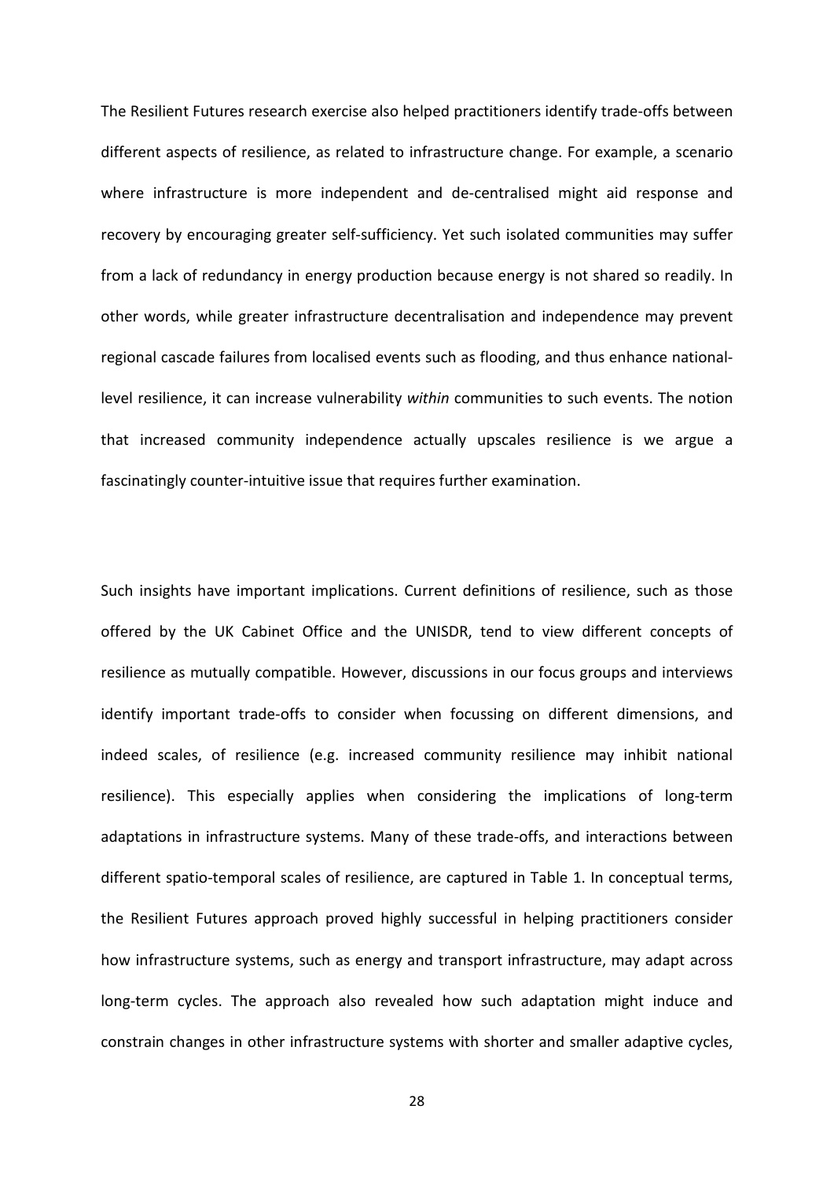The Resilient Futures research exercise also helped practitioners identify trade-offs between different aspects of resilience, as related to infrastructure change. For example, a scenario where infrastructure is more independent and de-centralised might aid response and recovery by encouraging greater self-sufficiency. Yet such isolated communities may suffer from a lack of redundancy in energy production because energy is not shared so readily. In other words, while greater infrastructure decentralisation and independence may prevent regional cascade failures from localised events such as flooding, and thus enhance national-level resilience, it can increase vulnerability *within* communities to such events. The notion that increased community independence actually upscales resilience is we argue a fascinatingly counter-intuitive issue that requires further examination.

Such insights have important implications. Current definitions of resilience, such as those offered by the UK Cabinet Office and the UNISDR, tend to view different concepts of resilience as mutually compatible. However, discussions in our focus groups and interviews identify important trade-offs to consider when focussing on different dimensions, and indeed scales, of resilience (e.g. increased community resilience may inhibit national resilience). This especially applies when considering the implications of long-term adaptations in infrastructure systems. Many of these trade-offs, and interactions between different spatio-temporal scales of resilience, are captured in Table 1. In conceptual terms, the Resilient Futures approach proved highly successful in helping practitioners consider how infrastructure systems, such as energy and transport infrastructure, may adapt across long-term cycles. The approach also revealed how such adaptation might induce and constrain changes in other infrastructure systems with shorter and smaller adaptive cycles,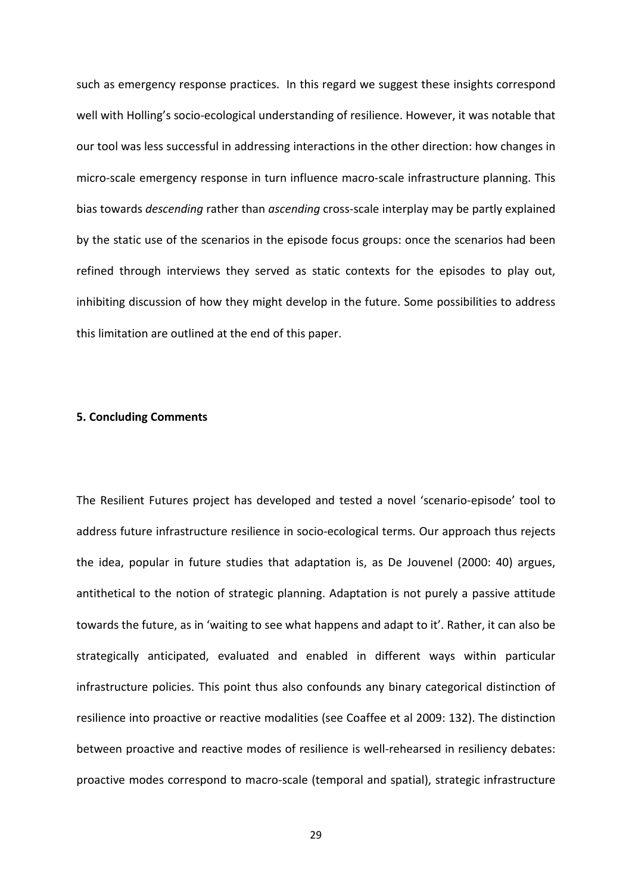such as emergency response practices. In this regard we suggest these insights correspond well with Holling's socio-ecological understanding of resilience. However, it was notable that our tool was less successful in addressing interactions in the other direction: how changes in micro-scale emergency response in turn influence macro-scale infrastructure planning. This bias towards *descending* rather than *ascending* cross-scale interplay may be partly explained by the static use of the scenarios in the episode focus groups: once the scenarios had been refined through interviews they served as static contexts for the episodes to play out, inhibiting discussion of how they might develop in the future. Some possibilities to address this limitation are outlined at the end of this paper.

## 5. Concluding Comments

The Resilient Futures project has developed and tested a novel 'scenario-episode' tool to address future infrastructure resilience in socio-ecological terms. Our approach thus rejects the idea, popular in future studies that adaptation is, as De Jouvenel (2000: 40) argues, antithetical to the notion of strategic planning. Adaptation is not purely a passive attitude towards the future, as in 'waiting to see what happens and adapt to it'. Rather, it can also be strategically anticipated, evaluated and enabled in different ways within particular infrastructure policies. This point thus also confounds any binary categorical distinction of resilience into proactive or reactive modalities (see Coaffee et al 2009: 132). The distinction between proactive and reactive modes of resilience is well-rehearsed in resiliency debates: proactive modes correspond to macro-scale (temporal and spatial), strategic infrastructure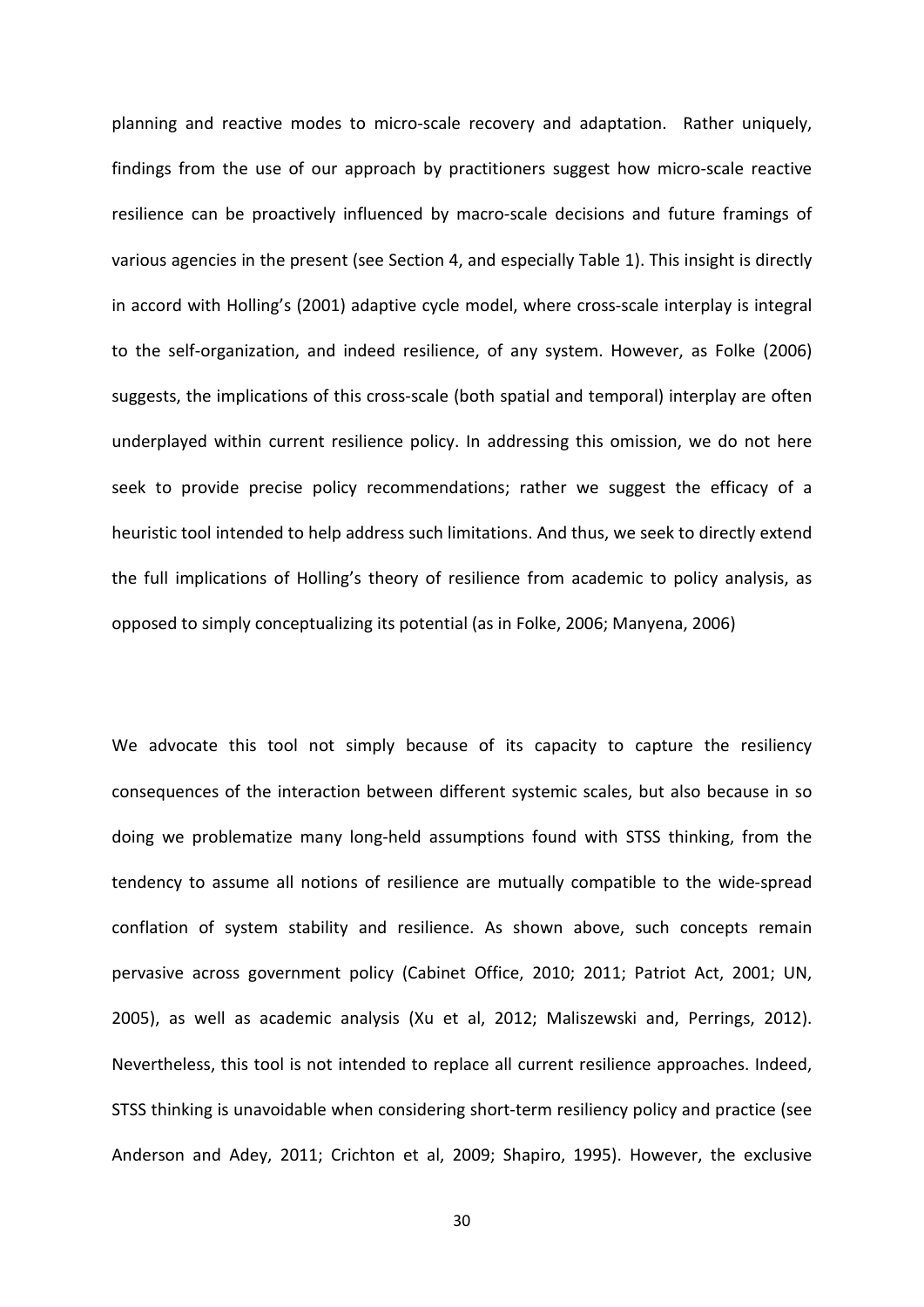planning and reactive modes to micro-scale recovery and adaptation. Rather uniquely, findings from the use of our approach by practitioners suggest how micro-scale reactive resilience can be proactively influenced by macro-scale decisions and future framings of various agencies in the present (see Section 4, and especially Table 1). This insight is directly in accord with Holling's (2001) adaptive cycle model, where cross-scale interplay is integral to the self-organization, and indeed resilience, of any system. However, as Folke (2006) suggests, the implications of this cross-scale (both spatial and temporal) interplay are often underplayed within current resilience policy. In addressing this omission, we do not here seek to provide precise policy recommendations; rather we suggest the efficacy of a heuristic tool intended to help address such limitations. And thus, we seek to directly extend the full implications of Holling's theory of resilience from academic to policy analysis, as opposed to simply conceptualizing its potential (as in Folke, 2006; Manyena, 2006)

We advocate this tool not simply because of its capacity to capture the resiliency consequences of the interaction between different systemic scales, but also because in so doing we problematize many long-held assumptions found with STSS thinking, from the tendency to assume all notions of resilience are mutually compatible to the wide-spread conflation of system stability and resilience. As shown above, such concepts remain pervasive across government policy (Cabinet Office, 2010; 2011; Patriot Act, 2001; UN, 2005), as well as academic analysis (Xu et al, 2012; Maliszewski and, Perrings, 2012). Nevertheless, this tool is not intended to replace all current resilience approaches. Indeed, STSS thinking is unavoidable when considering short-term resiliency policy and practice (see Anderson and Adey, 2011; Crichton et al, 2009; Shapiro, 1995). However, the exclusive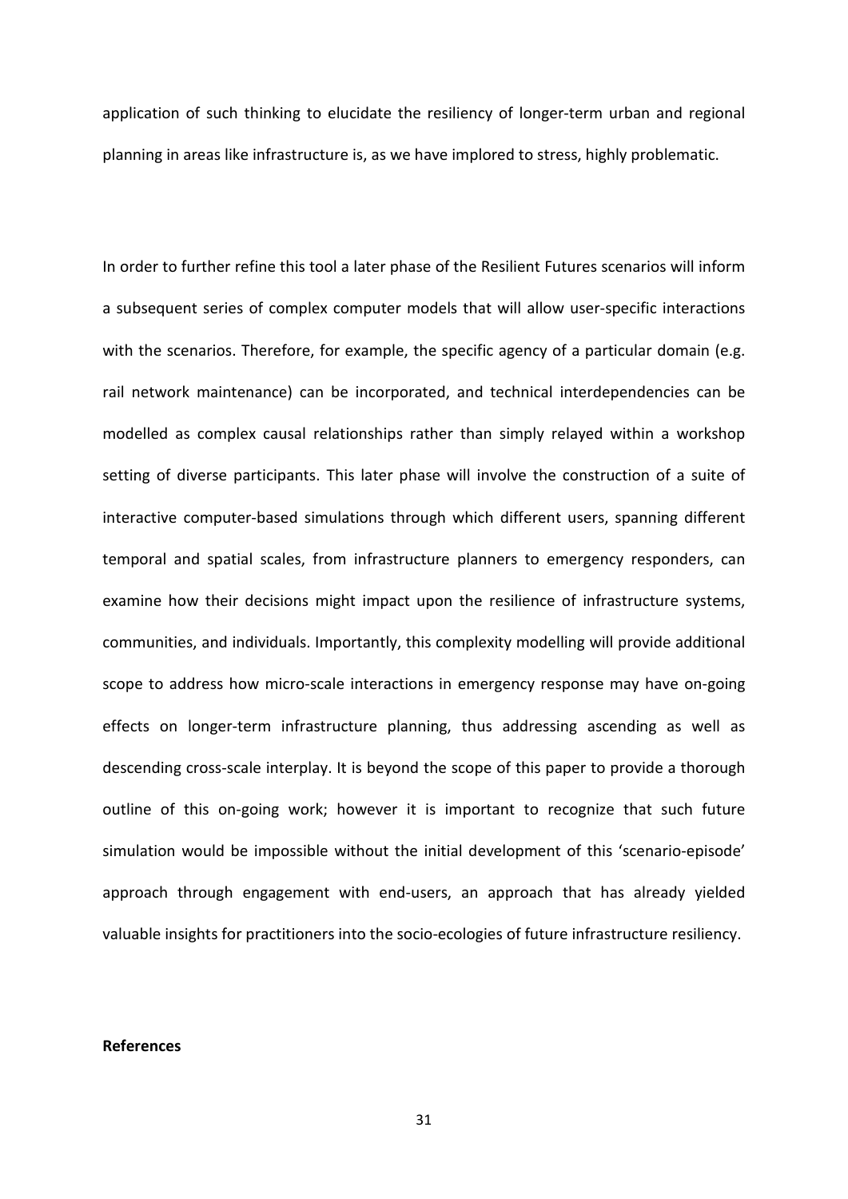application of such thinking to elucidate the resiliency of longer-term urban and regional planning in areas like infrastructure is, as we have implored to stress, highly problematic.

In order to further refine this tool a later phase of the Resilient Futures scenarios will inform a subsequent series of complex computer models that will allow user-specific interactions with the scenarios. Therefore, for example, the specific agency of a particular domain (e.g. rail network maintenance) can be incorporated, and technical interdependencies can be modelled as complex causal relationships rather than simply relayed within a workshop setting of diverse participants. This later phase will involve the construction of a suite of interactive computer-based simulations through which different users, spanning different temporal and spatial scales, from infrastructure planners to emergency responders, can examine how their decisions might impact upon the resilience of infrastructure systems, communities, and individuals. Importantly, this complexity modelling will provide additional scope to address how micro-scale interactions in emergency response may have on-going effects on longer-term infrastructure planning, thus addressing ascending as well as descending cross-scale interplay. It is beyond the scope of this paper to provide a thorough outline of this on-going work; however it is important to recognize that such future simulation would be impossible without the initial development of this 'scenario-episode' approach through engagement with end-users, an approach that has already yielded valuable insights for practitioners into the socio-ecologies of future infrastructure resiliency.

**References**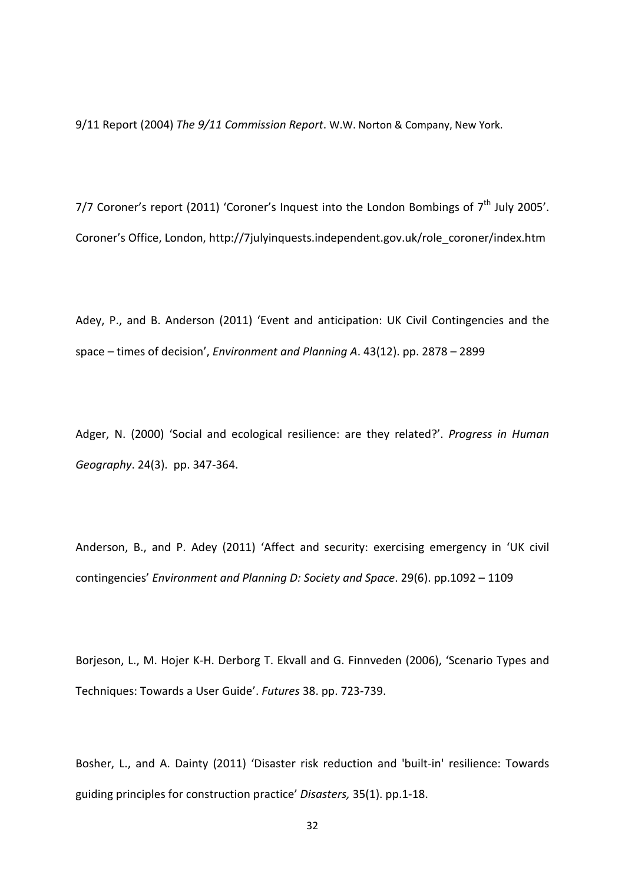9/11 Report (2004) *The 9/11 Commission Report*. W.W. Norton & Company, New York.

7/7 Coroner's report (2011) 'Coroner's Inquest into the London Bombings of 7[th] July 2005'. Coroner's Office, London, http://7julyinquests.independent.gov.uk/role_coroner/index.htm

Adey, P., and B. Anderson (2011) 'Event and anticipation: UK Civil Contingencies and the space – times of decision', *Environment and Planning A*. 43(12). pp. 2878 – 2899

Adger, N. (2000) 'Social and ecological resilience: are they related?'. *Progress in Human Geography*. 24(3). pp. 347-364.

Anderson, B., and P. Adey (2011) 'Affect and security: exercising emergency in 'UK civil contingencies' *Environment and Planning D: Society and Space*. 29(6). pp.1092 – 1109

Borjeson, L., M. Hojer K-H. Derborg T. Ekvall and G. Finnveden (2006), 'Scenario Types and Techniques: Towards a User Guide'. *Futures* 38. pp. 723-739.

Bosher, L., and A. Dainty (2011) 'Disaster risk reduction and 'built-in' resilience: Towards guiding principles for construction practice' *Disasters,* 35(1). pp.1-18.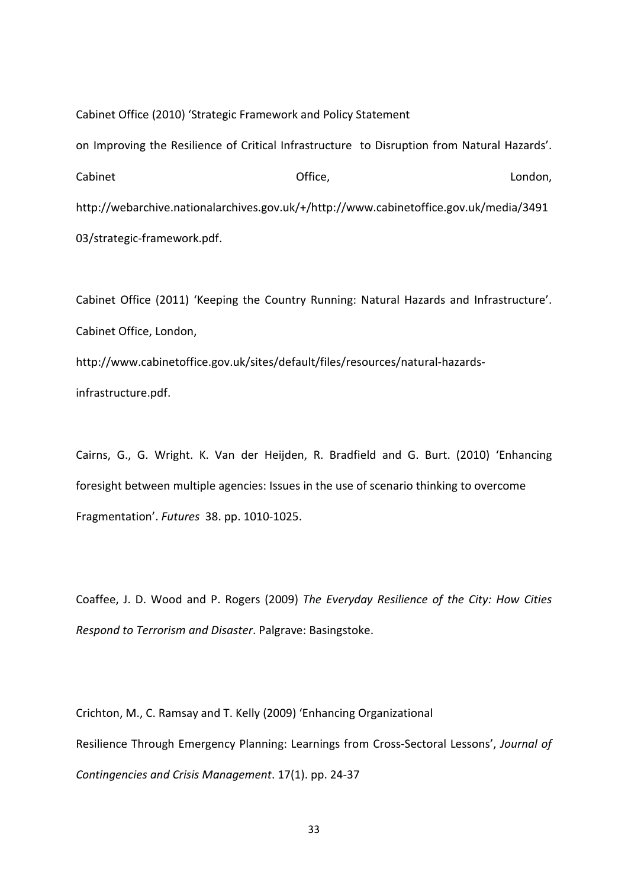Cabinet Office (2010) 'Strategic Framework and Policy Statement on Improving the Resilience of Critical Infrastructure to Disruption from Natural Hazards'. Cabinet Office, London, http://webarchive.nationalarchives.gov.uk/+/http://www.cabinetoffice.gov.uk/media/349103/strategic-framework.pdf.

Cabinet Office (2011) 'Keeping the Country Running: Natural Hazards and Infrastructure'. Cabinet Office, London, http://www.cabinetoffice.gov.uk/sites/default/files/resources/natural-hazards-infrastructure.pdf.

Cairns, G., G. Wright. K. Van der Heijden, R. Bradfield and G. Burt. (2010) 'Enhancing foresight between multiple agencies: Issues in the use of scenario thinking to overcome Fragmentation'. *Futures* 38. pp. 1010-1025.

Coaffee, J. D. Wood and P. Rogers (2009) *The Everyday Resilience of the City: How Cities Respond to Terrorism and Disaster*. Palgrave: Basingstoke.

Crichton, M., C. Ramsay and T. Kelly (2009) 'Enhancing Organizational Resilience Through Emergency Planning: Learnings from Cross-Sectoral Lessons', *Journal of Contingencies and Crisis Management*. 17(1). pp. 24-37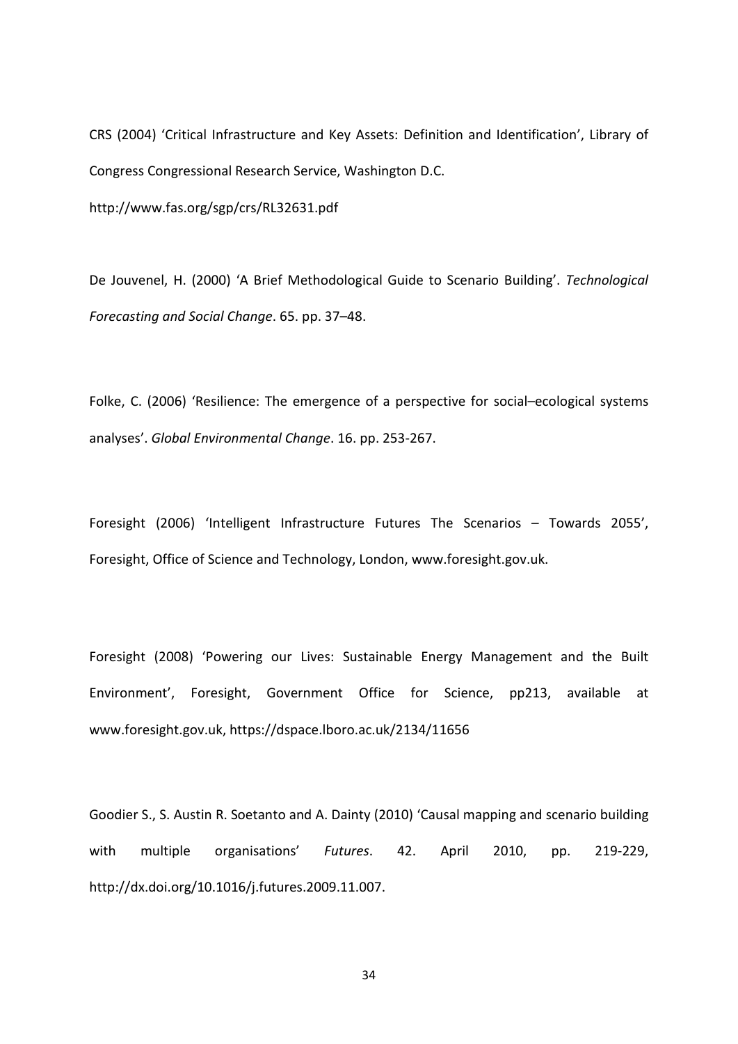CRS (2004) 'Critical Infrastructure and Key Assets: Definition and Identification', Library of Congress Congressional Research Service, Washington D.C. http://www.fas.org/sgp/crs/RL32631.pdf

De Jouvenel, H. (2000) 'A Brief Methodological Guide to Scenario Building'. *Technological Forecasting and Social Change*. 65. pp. 37–48.

Folke, C. (2006) 'Resilience: The emergence of a perspective for social–ecological systems analyses'. *Global Environmental Change*. 16. pp. 253-267.

Foresight (2006) 'Intelligent Infrastructure Futures The Scenarios – Towards 2055', Foresight, Office of Science and Technology, London, www.foresight.gov.uk.

Foresight (2008) 'Powering our Lives: Sustainable Energy Management and the Built Environment', Foresight, Government Office for Science, pp213, available at www.foresight.gov.uk, https://dspace.lboro.ac.uk/2134/11656

Goodier S., S. Austin R. Soetanto and A. Dainty (2010) 'Causal mapping and scenario building with multiple organisations' *Futures*. 42. April 2010, pp. 219-229, http://dx.doi.org/10.1016/j.futures.2009.11.007.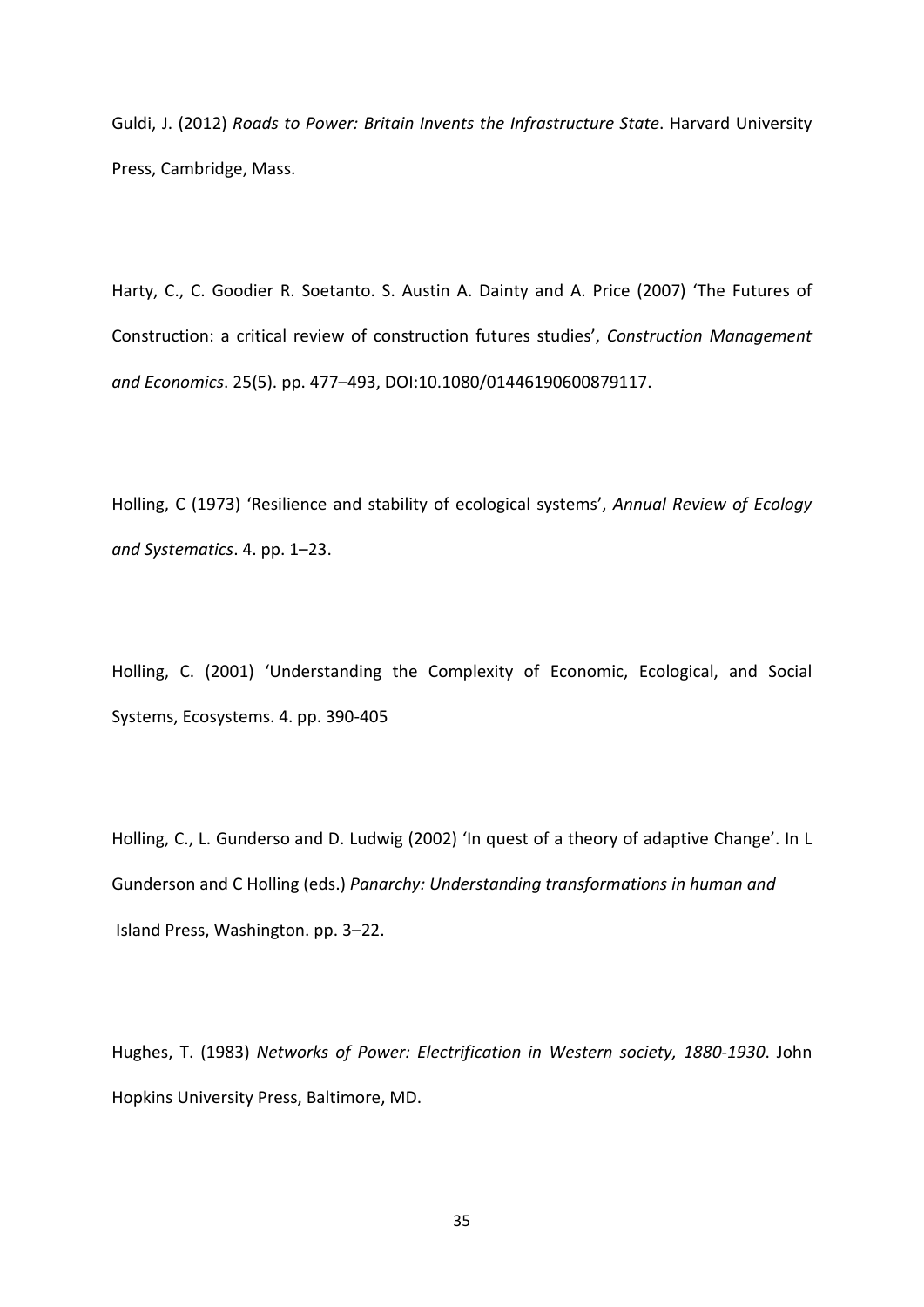Guldi, J. (2012) *Roads to Power: Britain Invents the Infrastructure State*. Harvard University Press, Cambridge, Mass.

Harty, C., C. Goodier R. Soetanto. S. Austin A. Dainty and A. Price (2007) 'The Futures of Construction: a critical review of construction futures studies', *Construction Management and Economics*. 25(5). pp. 477–493, DOI:10.1080/01446190600879117.

Holling, C (1973) 'Resilience and stability of ecological systems', *Annual Review of Ecology and Systematics*. 4. pp. 1–23.

Holling, C. (2001) 'Understanding the Complexity of Economic, Ecological, and Social Systems, Ecosystems. 4. pp. 390-405

Holling, C., L. Gunderso and D. Ludwig (2002) 'In quest of a theory of adaptive Change'. In L Gunderson and C Holling (eds.) *Panarchy: Understanding transformations in human and* Island Press, Washington. pp. 3–22.

Hughes, T. (1983) *Networks of Power: Electrification in Western society, 1880-1930*. John Hopkins University Press, Baltimore, MD.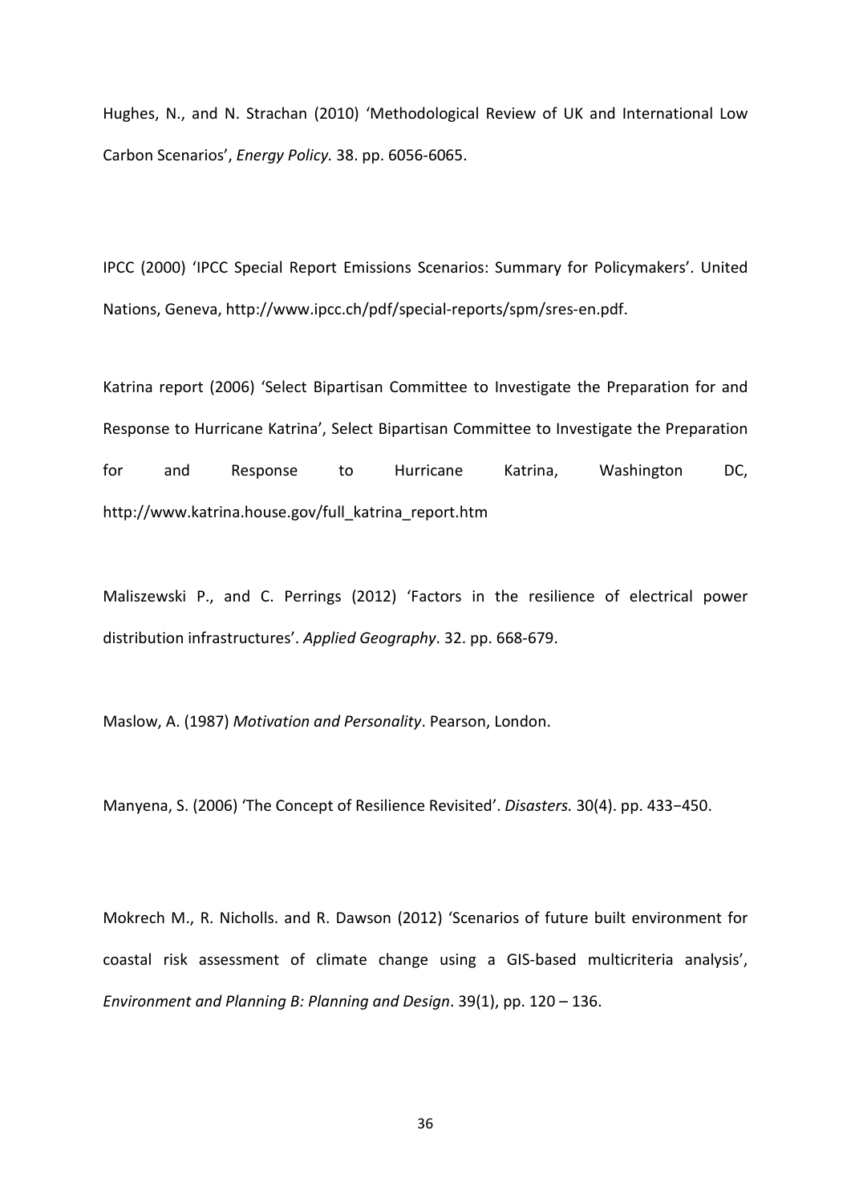Hughes, N., and N. Strachan (2010) 'Methodological Review of UK and International Low Carbon Scenarios', *Energy Policy.* 38. pp. 6056-6065.

IPCC (2000) 'IPCC Special Report Emissions Scenarios: Summary for Policymakers'. United Nations, Geneva, http://www.ipcc.ch/pdf/special-reports/spm/sres-en.pdf.

Katrina report (2006) 'Select Bipartisan Committee to Investigate the Preparation for and Response to Hurricane Katrina', Select Bipartisan Committee to Investigate the Preparation for and Response to Hurricane Katrina, Washington DC, http://www.katrina.house.gov/full_katrina_report.htm

Maliszewski P., and C. Perrings (2012) 'Factors in the resilience of electrical power distribution infrastructures'. *Applied Geography*. 32. pp. 668-679.

Maslow, A. (1987) *Motivation and Personality*. Pearson, London.

Manyena, S. (2006) 'The Concept of Resilience Revisited'. *Disasters.* 30(4). pp. 433−450.

Mokrech M., R. Nicholls. and R. Dawson (2012) 'Scenarios of future built environment for coastal risk assessment of climate change using a GIS-based multicriteria analysis', *Environment and Planning B: Planning and Design*. 39(1), pp. 120 – 136.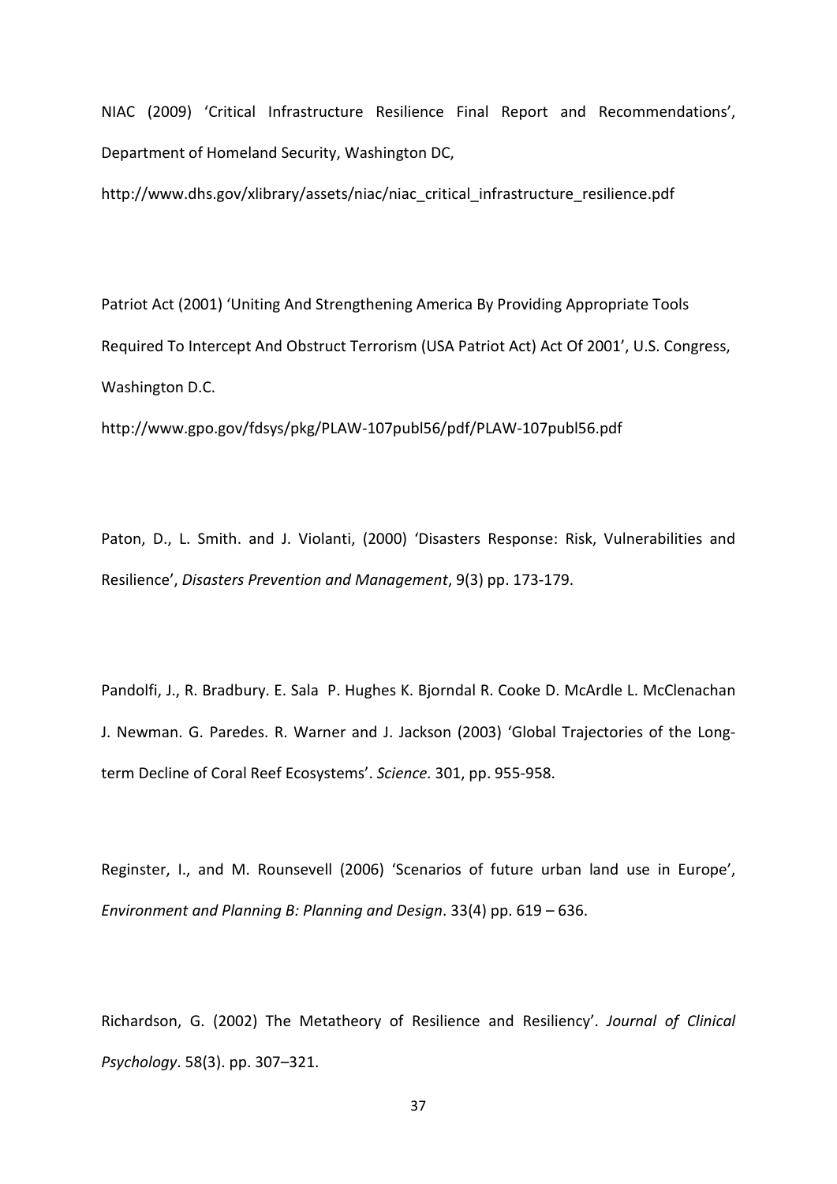NIAC (2009) 'Critical Infrastructure Resilience Final Report and Recommendations', Department of Homeland Security, Washington DC, http://www.dhs.gov/xlibrary/assets/niac/niac_critical_infrastructure_resilience.pdf

Patriot Act (2001) 'Uniting And Strengthening America By Providing Appropriate Tools Required To Intercept And Obstruct Terrorism (USA Patriot Act) Act Of 2001', U.S. Congress, Washington D.C.
http://www.gpo.gov/fdsys/pkg/PLAW-107publ56/pdf/PLAW-107publ56.pdf

Paton, D., L. Smith. and J. Violanti, (2000) 'Disasters Response: Risk, Vulnerabilities and Resilience', *Disasters Prevention and Management*, 9(3) pp. 173-179.

Pandolfi, J., R. Bradbury. E. Sala  P. Hughes K. Bjorndal R. Cooke D. McArdle L. McClenachan J. Newman. G. Paredes. R. Warner and J. Jackson (2003) 'Global Trajectories of the Long-term Decline of Coral Reef Ecosystems'. *Science.* 301, pp. 955-958.

Reginster, I., and M. Rounsevell (2006) 'Scenarios of future urban land use in Europe', *Environment and Planning B: Planning and Design*. 33(4) pp. 619 – 636.

Richardson, G. (2002) The Metatheory of Resilience and Resiliency'. *Journal of Clinical Psychology*. 58(3). pp. 307–321.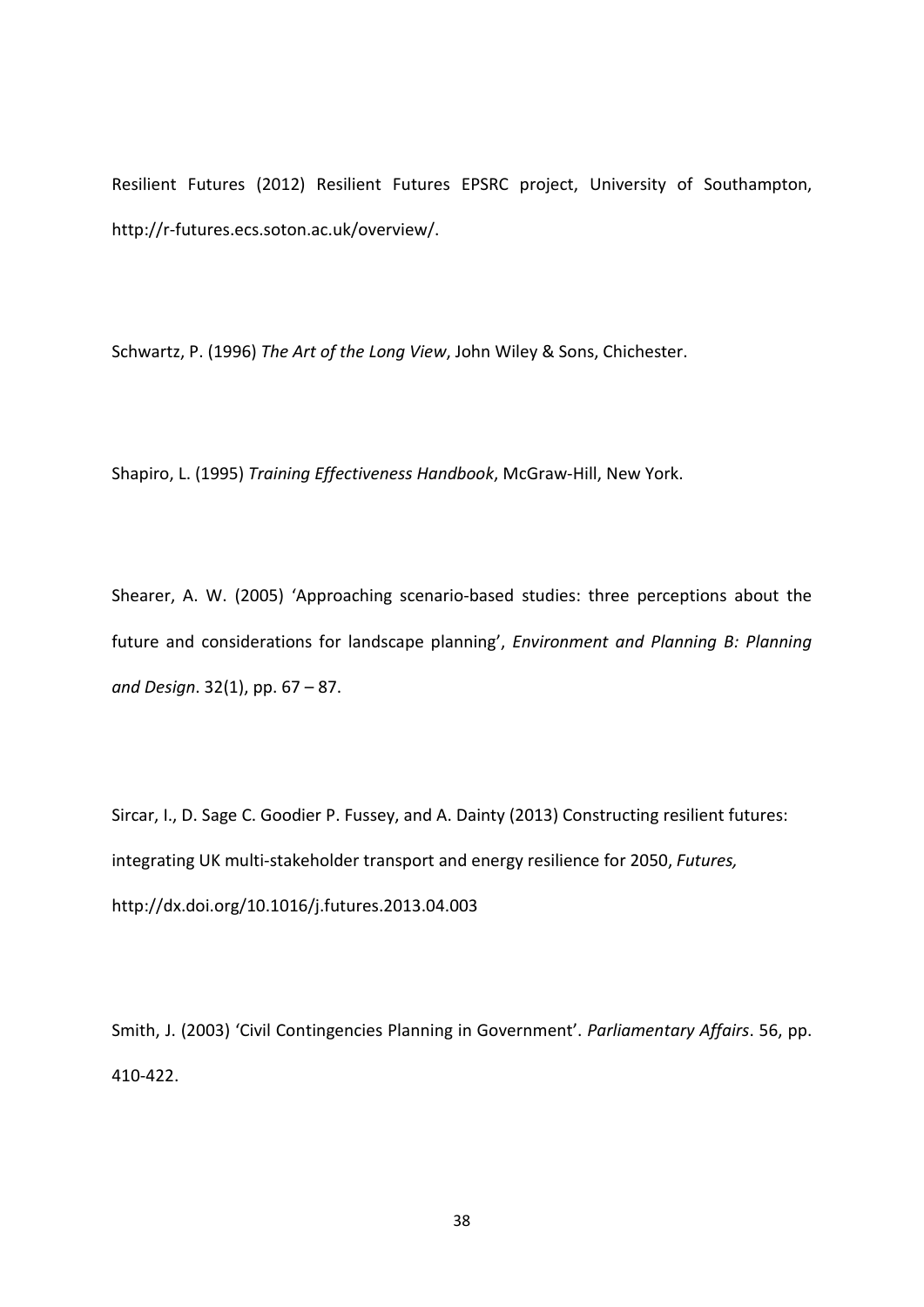Resilient Futures (2012) Resilient Futures EPSRC project, University of Southampton, http://r-futures.ecs.soton.ac.uk/overview/.

Schwartz, P. (1996) *The Art of the Long View*, John Wiley & Sons, Chichester.

Shapiro, L. (1995) *Training Effectiveness Handbook*, McGraw-Hill, New York.

Shearer, A. W. (2005) 'Approaching scenario-based studies: three perceptions about the future and considerations for landscape planning', *Environment and Planning B: Planning and Design*. 32(1), pp. 67 – 87.

Sircar, I., D. Sage C. Goodier P. Fussey, and A. Dainty (2013) Constructing resilient futures: integrating UK multi-stakeholder transport and energy resilience for 2050, *Futures,* http://dx.doi.org/10.1016/j.futures.2013.04.003

Smith, J. (2003) 'Civil Contingencies Planning in Government'. *Parliamentary Affairs*. 56, pp. 410-422.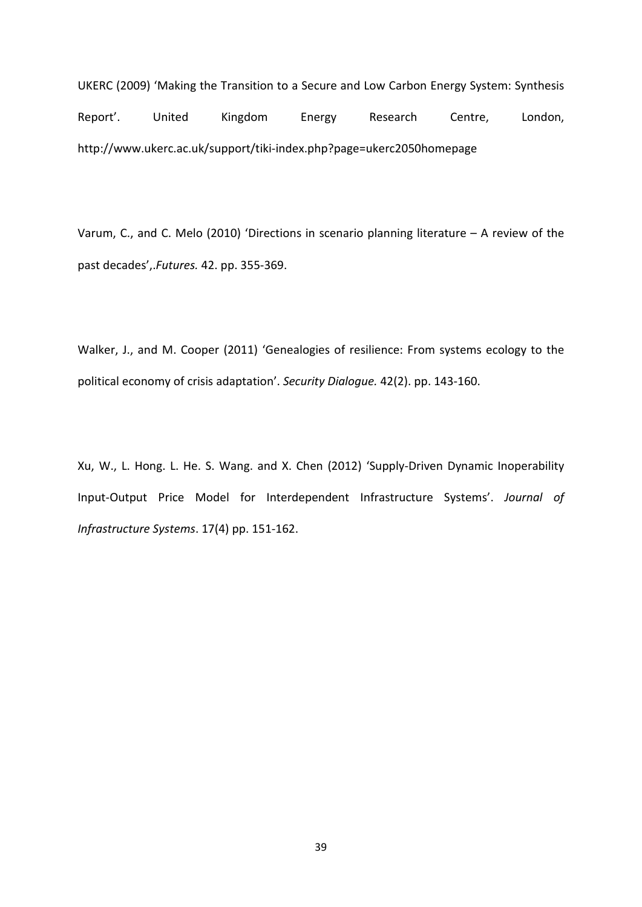UKERC (2009) 'Making the Transition to a Secure and Low Carbon Energy System: Synthesis Report'. United Kingdom Energy Research Centre, London, http://www.ukerc.ac.uk/support/tiki-index.php?page=ukerc2050homepage

Varum, C., and C. Melo (2010) 'Directions in scenario planning literature – A review of the past decades',.*Futures.* 42. pp. 355-369.

Walker, J., and M. Cooper (2011) 'Genealogies of resilience: From systems ecology to the political economy of crisis adaptation'. *Security Dialogue.* 42(2). pp. 143-160.

Xu, W., L. Hong. L. He. S. Wang. and X. Chen (2012) 'Supply-Driven Dynamic Inoperability Input-Output Price Model for Interdependent Infrastructure Systems'. *Journal of Infrastructure Systems*. 17(4) pp. 151-162.